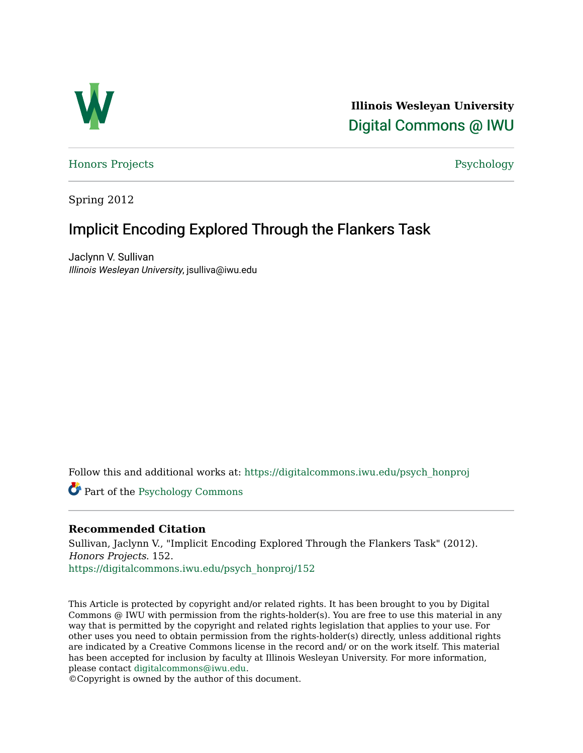Illinois Wesleyan University

Digital Commons @ IWU

Honors Projects

Psychology

Spring 2012

# Implicit Encoding Explored Through the Flankers Task

Jaclynn V. Sullivan
*Illinois Wesleyan University*, jsulliva@iwu.edu

Follow this and additional works at: https://digitalcommons.iwu.edu/psych_honproj

Part of the Psychology Commons

### Recommended Citation

Sullivan, Jaclynn V., "Implicit Encoding Explored Through the Flankers Task" (2012). *Honors Projects*. 152.
https://digitalcommons.iwu.edu/psych_honproj/152

This Article is protected by copyright and/or related rights. It has been brought to you by Digital Commons @ IWU with permission from the rights-holder(s). You are free to use this material in any way that is permitted by the copyright and related rights legislation that applies to your use. For other uses you need to obtain permission from the rights-holder(s) directly, unless additional rights are indicated by a Creative Commons license in the record and/ or on the work itself. This material has been accepted for inclusion by faculty at Illinois Wesleyan University. For more information, please contact digitalcommons@iwu.edu.
©Copyright is owned by the author of this document.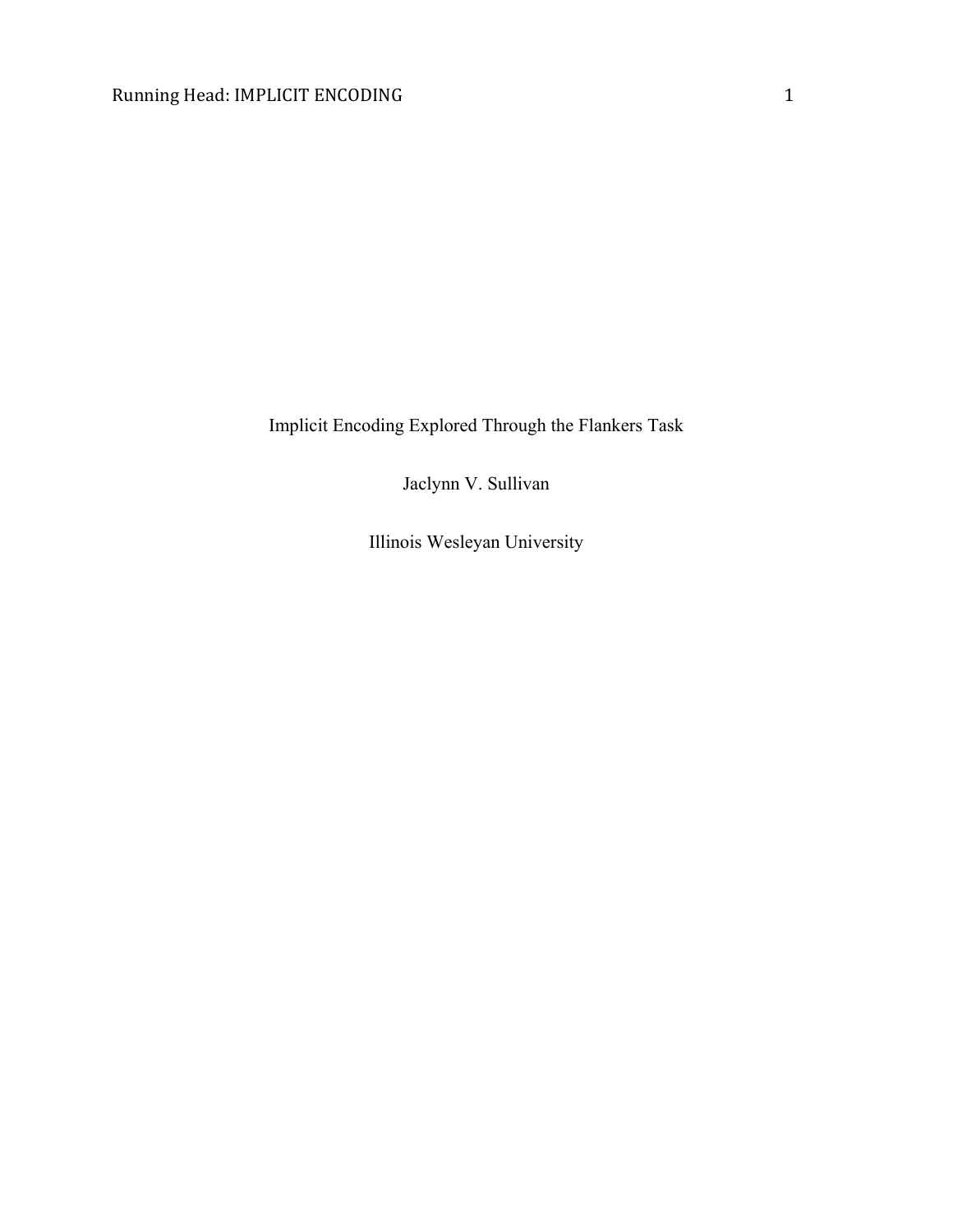# Implicit Encoding Explored Through the Flankers Task

Jaclynn V. Sullivan

Illinois Wesleyan University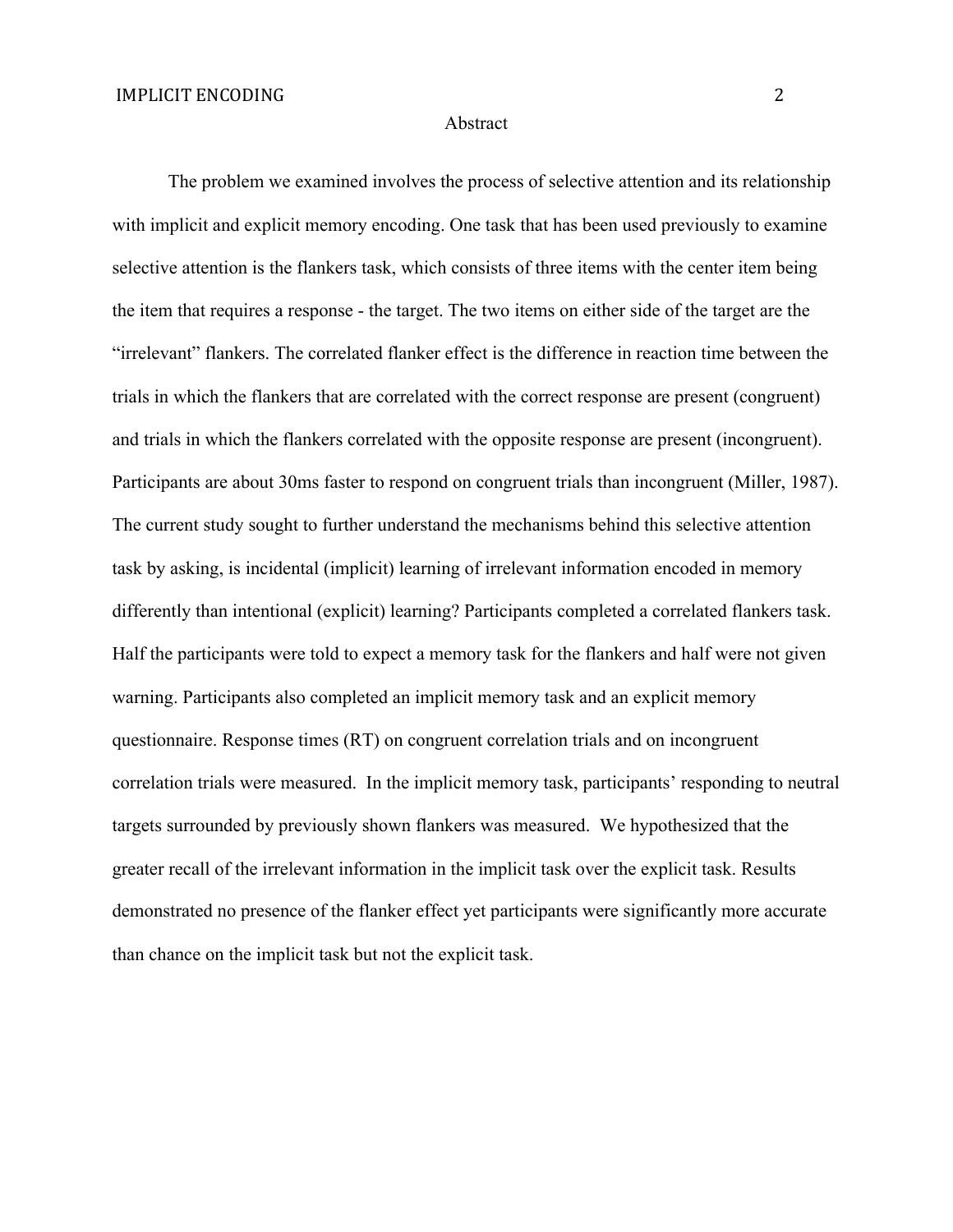# Abstract

The problem we examined involves the process of selective attention and its relationship with implicit and explicit memory encoding. One task that has been used previously to examine selective attention is the flankers task, which consists of three items with the center item being the item that requires a response - the target. The two items on either side of the target are the "irrelevant" flankers. The correlated flanker effect is the difference in reaction time between the trials in which the flankers that are correlated with the correct response are present (congruent) and trials in which the flankers correlated with the opposite response are present (incongruent). Participants are about 30ms faster to respond on congruent trials than incongruent (Miller, 1987). The current study sought to further understand the mechanisms behind this selective attention task by asking, is incidental (implicit) learning of irrelevant information encoded in memory differently than intentional (explicit) learning? Participants completed a correlated flankers task. Half the participants were told to expect a memory task for the flankers and half were not given warning. Participants also completed an implicit memory task and an explicit memory questionnaire. Response times (RT) on congruent correlation trials and on incongruent correlation trials were measured. In the implicit memory task, participants' responding to neutral targets surrounded by previously shown flankers was measured. We hypothesized that the greater recall of the irrelevant information in the implicit task over the explicit task. Results demonstrated no presence of the flanker effect yet participants were significantly more accurate than chance on the implicit task but not the explicit task.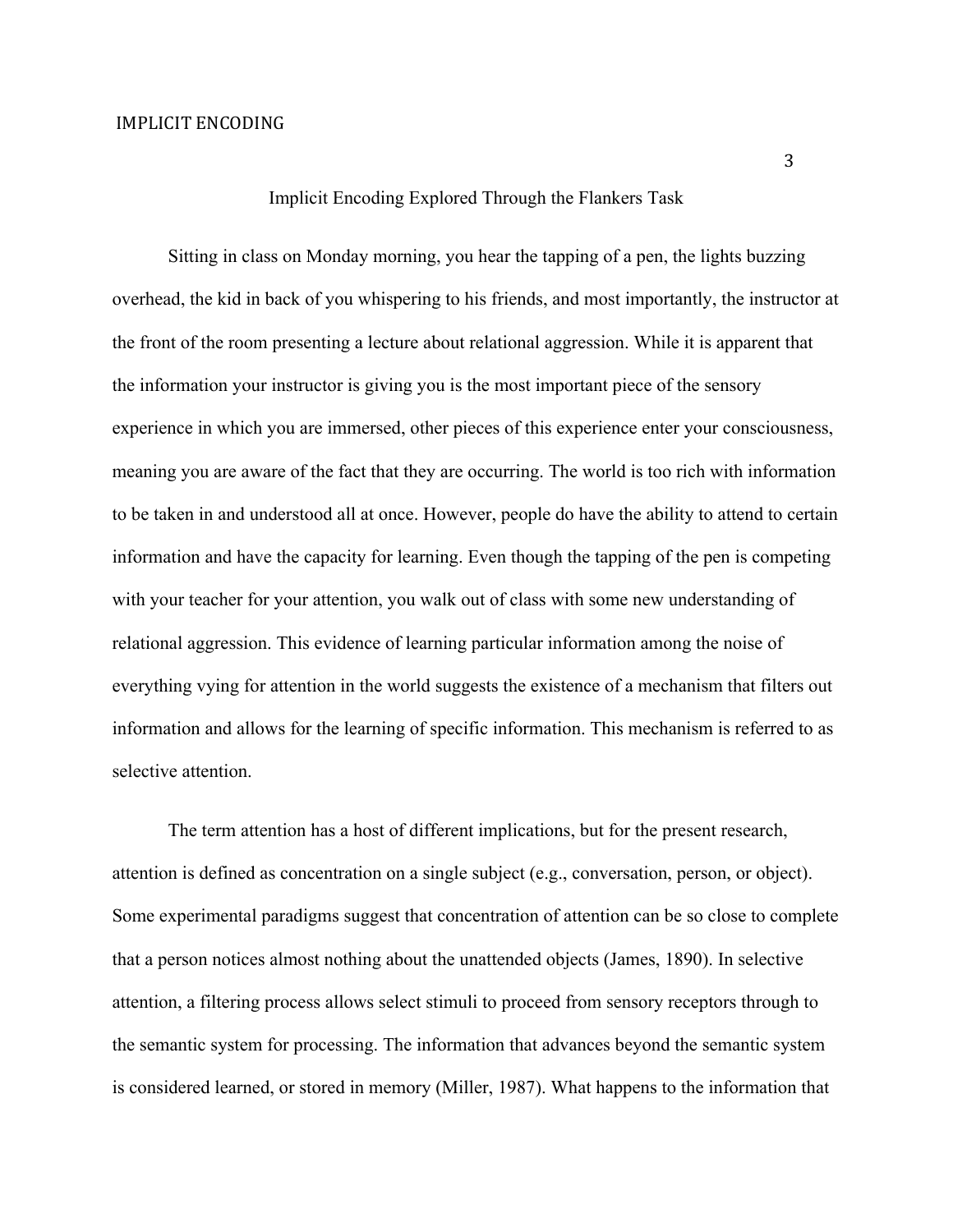# Implicit Encoding Explored Through the Flankers Task

Sitting in class on Monday morning, you hear the tapping of a pen, the lights buzzing overhead, the kid in back of you whispering to his friends, and most importantly, the instructor at the front of the room presenting a lecture about relational aggression. While it is apparent that the information your instructor is giving you is the most important piece of the sensory experience in which you are immersed, other pieces of this experience enter your consciousness, meaning you are aware of the fact that they are occurring. The world is too rich with information to be taken in and understood all at once. However, people do have the ability to attend to certain information and have the capacity for learning. Even though the tapping of the pen is competing with your teacher for your attention, you walk out of class with some new understanding of relational aggression. This evidence of learning particular information among the noise of everything vying for attention in the world suggests the existence of a mechanism that filters out information and allows for the learning of specific information. This mechanism is referred to as selective attention.

The term attention has a host of different implications, but for the present research, attention is defined as concentration on a single subject (e.g., conversation, person, or object). Some experimental paradigms suggest that concentration of attention can be so close to complete that a person notices almost nothing about the unattended objects (James, 1890). In selective attention, a filtering process allows select stimuli to proceed from sensory receptors through to the semantic system for processing. The information that advances beyond the semantic system is considered learned, or stored in memory (Miller, 1987). What happens to the information that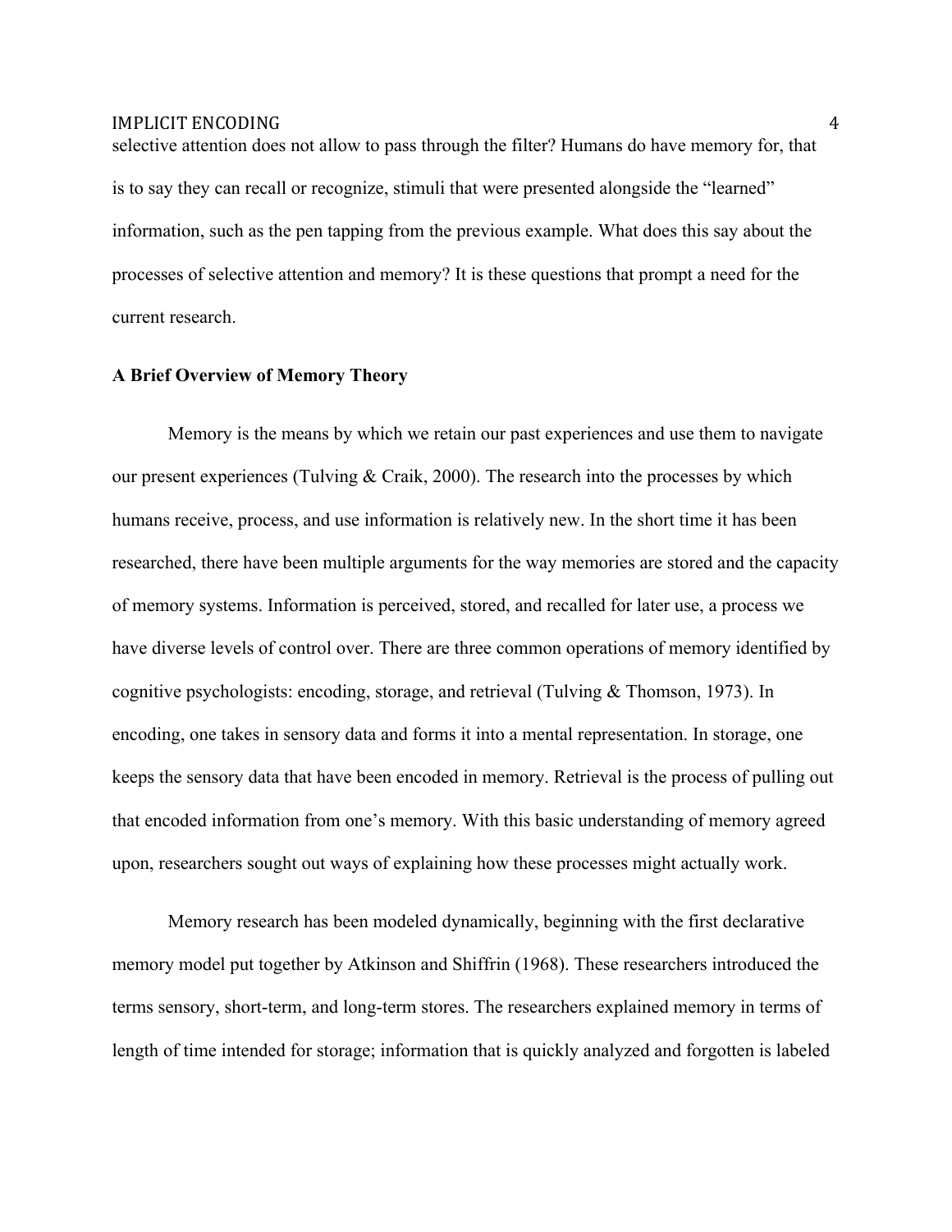selective attention does not allow to pass through the filter? Humans do have memory for, that is to say they can recall or recognize, stimuli that were presented alongside the "learned" information, such as the pen tapping from the previous example. What does this say about the processes of selective attention and memory? It is these questions that prompt a need for the current research.

**A Brief Overview of Memory Theory**

Memory is the means by which we retain our past experiences and use them to navigate our present experiences (Tulving & Craik, 2000). The research into the processes by which humans receive, process, and use information is relatively new. In the short time it has been researched, there have been multiple arguments for the way memories are stored and the capacity of memory systems. Information is perceived, stored, and recalled for later use, a process we have diverse levels of control over. There are three common operations of memory identified by cognitive psychologists: encoding, storage, and retrieval (Tulving & Thomson, 1973). In encoding, one takes in sensory data and forms it into a mental representation. In storage, one keeps the sensory data that have been encoded in memory. Retrieval is the process of pulling out that encoded information from one's memory. With this basic understanding of memory agreed upon, researchers sought out ways of explaining how these processes might actually work.

Memory research has been modeled dynamically, beginning with the first declarative memory model put together by Atkinson and Shiffrin (1968). These researchers introduced the terms sensory, short-term, and long-term stores. The researchers explained memory in terms of length of time intended for storage; information that is quickly analyzed and forgotten is labeled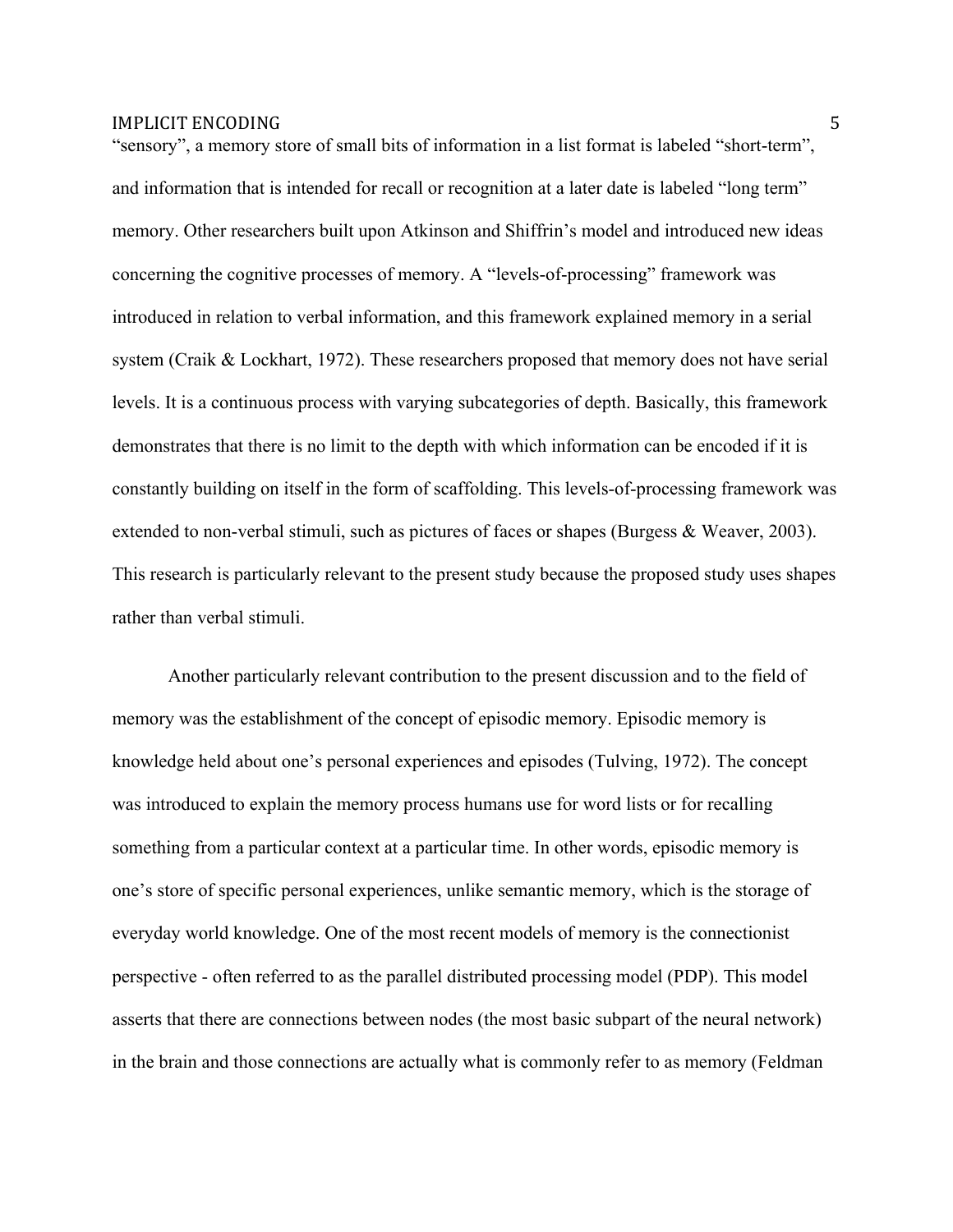"sensory", a memory store of small bits of information in a list format is labeled "short-term", and information that is intended for recall or recognition at a later date is labeled "long term" memory. Other researchers built upon Atkinson and Shiffrin's model and introduced new ideas concerning the cognitive processes of memory. A "levels-of-processing" framework was introduced in relation to verbal information, and this framework explained memory in a serial system (Craik & Lockhart, 1972). These researchers proposed that memory does not have serial levels. It is a continuous process with varying subcategories of depth. Basically, this framework demonstrates that there is no limit to the depth with which information can be encoded if it is constantly building on itself in the form of scaffolding. This levels-of-processing framework was extended to non-verbal stimuli, such as pictures of faces or shapes (Burgess & Weaver, 2003). This research is particularly relevant to the present study because the proposed study uses shapes rather than verbal stimuli.

Another particularly relevant contribution to the present discussion and to the field of memory was the establishment of the concept of episodic memory. Episodic memory is knowledge held about one's personal experiences and episodes (Tulving, 1972). The concept was introduced to explain the memory process humans use for word lists or for recalling something from a particular context at a particular time. In other words, episodic memory is one's store of specific personal experiences, unlike semantic memory, which is the storage of everyday world knowledge. One of the most recent models of memory is the connectionist perspective - often referred to as the parallel distributed processing model (PDP). This model asserts that there are connections between nodes (the most basic subpart of the neural network) in the brain and those connections are actually what is commonly refer to as memory (Feldman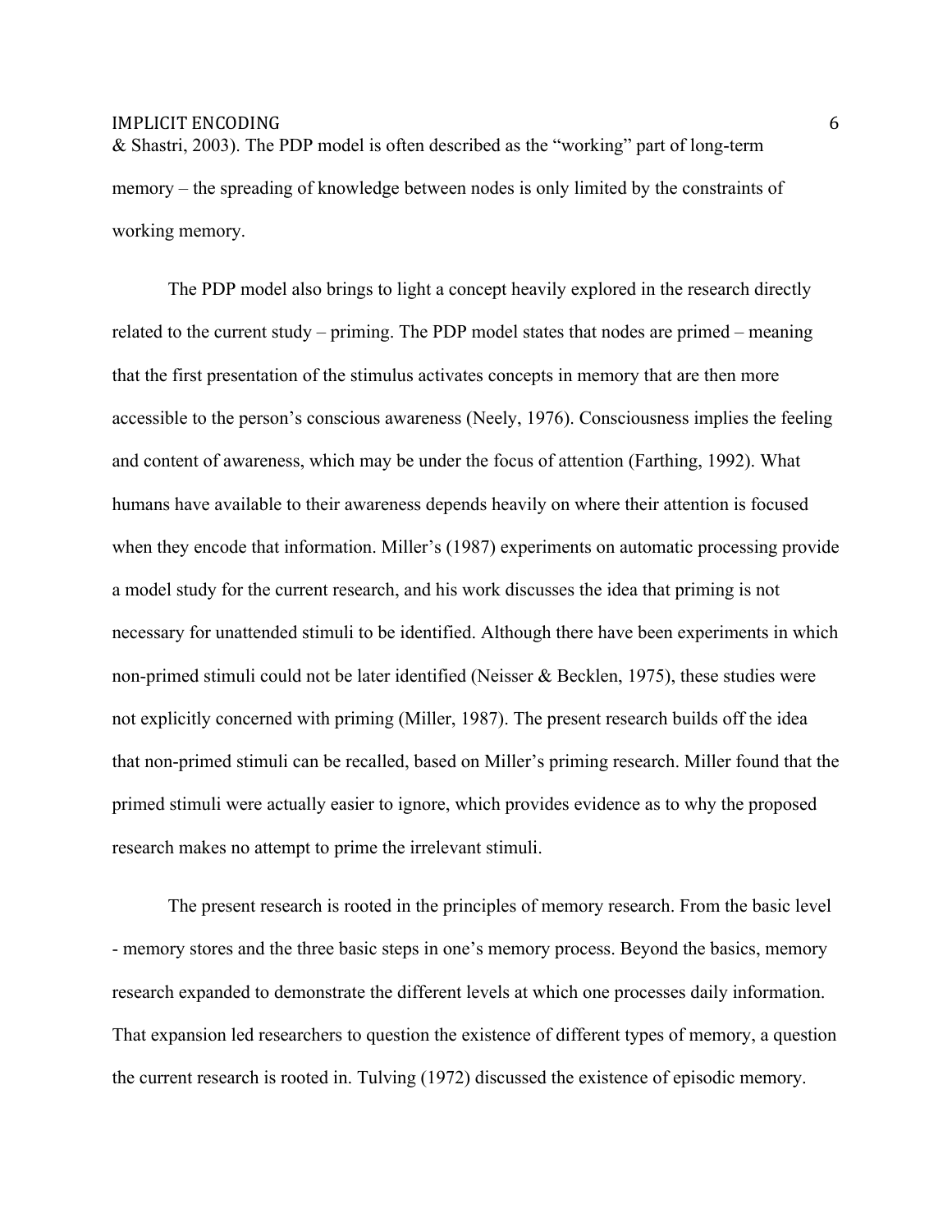& Shastri, 2003). The PDP model is often described as the "working" part of long-term memory – the spreading of knowledge between nodes is only limited by the constraints of working memory.

The PDP model also brings to light a concept heavily explored in the research directly related to the current study – priming. The PDP model states that nodes are primed – meaning that the first presentation of the stimulus activates concepts in memory that are then more accessible to the person's conscious awareness (Neely, 1976). Consciousness implies the feeling and content of awareness, which may be under the focus of attention (Farthing, 1992). What humans have available to their awareness depends heavily on where their attention is focused when they encode that information. Miller's (1987) experiments on automatic processing provide a model study for the current research, and his work discusses the idea that priming is not necessary for unattended stimuli to be identified. Although there have been experiments in which non-primed stimuli could not be later identified (Neisser & Becklen, 1975), these studies were not explicitly concerned with priming (Miller, 1987). The present research builds off the idea that non-primed stimuli can be recalled, based on Miller's priming research. Miller found that the primed stimuli were actually easier to ignore, which provides evidence as to why the proposed research makes no attempt to prime the irrelevant stimuli.

The present research is rooted in the principles of memory research. From the basic level - memory stores and the three basic steps in one's memory process. Beyond the basics, memory research expanded to demonstrate the different levels at which one processes daily information. That expansion led researchers to question the existence of different types of memory, a question the current research is rooted in. Tulving (1972) discussed the existence of episodic memory.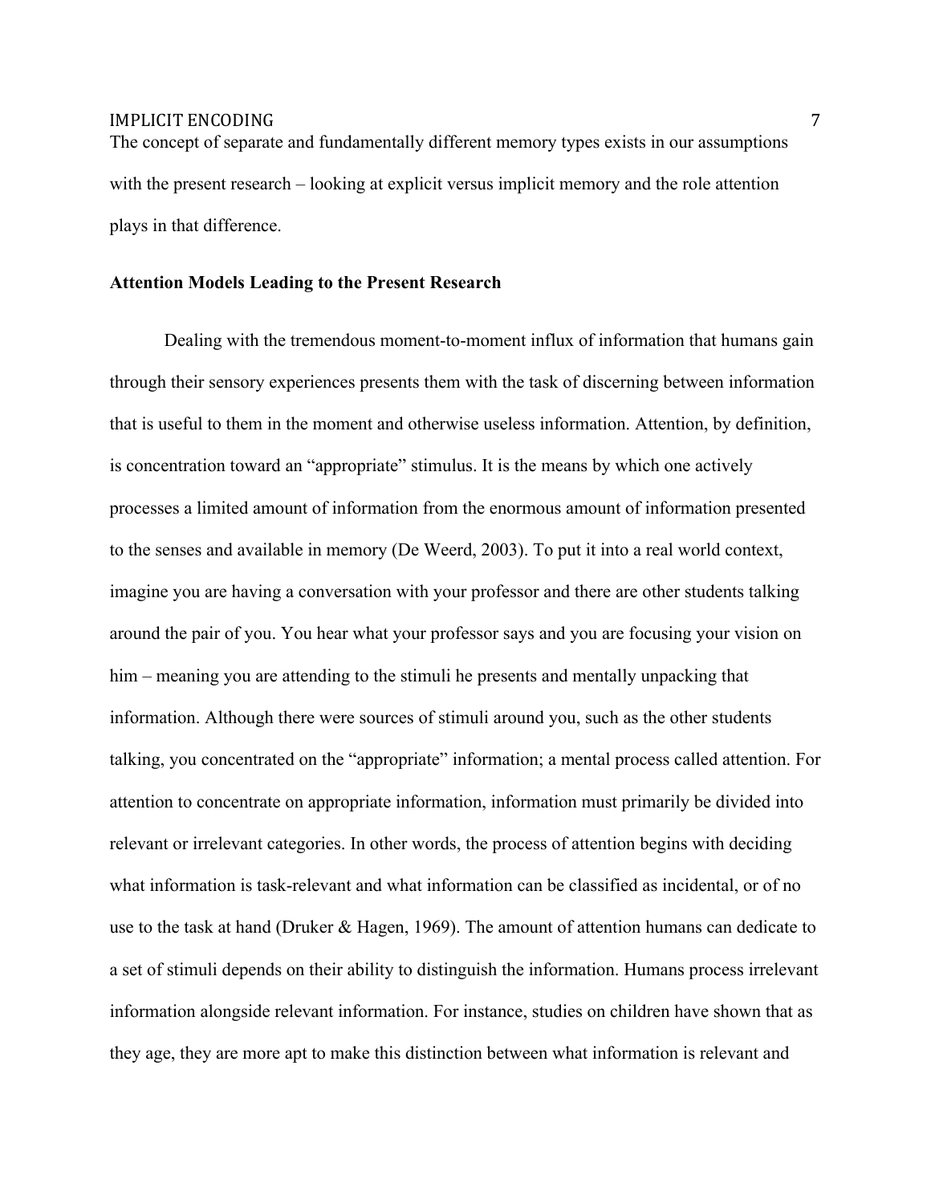The concept of separate and fundamentally different memory types exists in our assumptions with the present research – looking at explicit versus implicit memory and the role attention plays in that difference.

**Attention Models Leading to the Present Research**

Dealing with the tremendous moment-to-moment influx of information that humans gain through their sensory experiences presents them with the task of discerning between information that is useful to them in the moment and otherwise useless information. Attention, by definition, is concentration toward an "appropriate" stimulus. It is the means by which one actively processes a limited amount of information from the enormous amount of information presented to the senses and available in memory (De Weerd, 2003). To put it into a real world context, imagine you are having a conversation with your professor and there are other students talking around the pair of you. You hear what your professor says and you are focusing your vision on him – meaning you are attending to the stimuli he presents and mentally unpacking that information. Although there were sources of stimuli around you, such as the other students talking, you concentrated on the "appropriate" information; a mental process called attention. For attention to concentrate on appropriate information, information must primarily be divided into relevant or irrelevant categories. In other words, the process of attention begins with deciding what information is task-relevant and what information can be classified as incidental, or of no use to the task at hand (Druker & Hagen, 1969). The amount of attention humans can dedicate to a set of stimuli depends on their ability to distinguish the information. Humans process irrelevant information alongside relevant information. For instance, studies on children have shown that as they age, they are more apt to make this distinction between what information is relevant and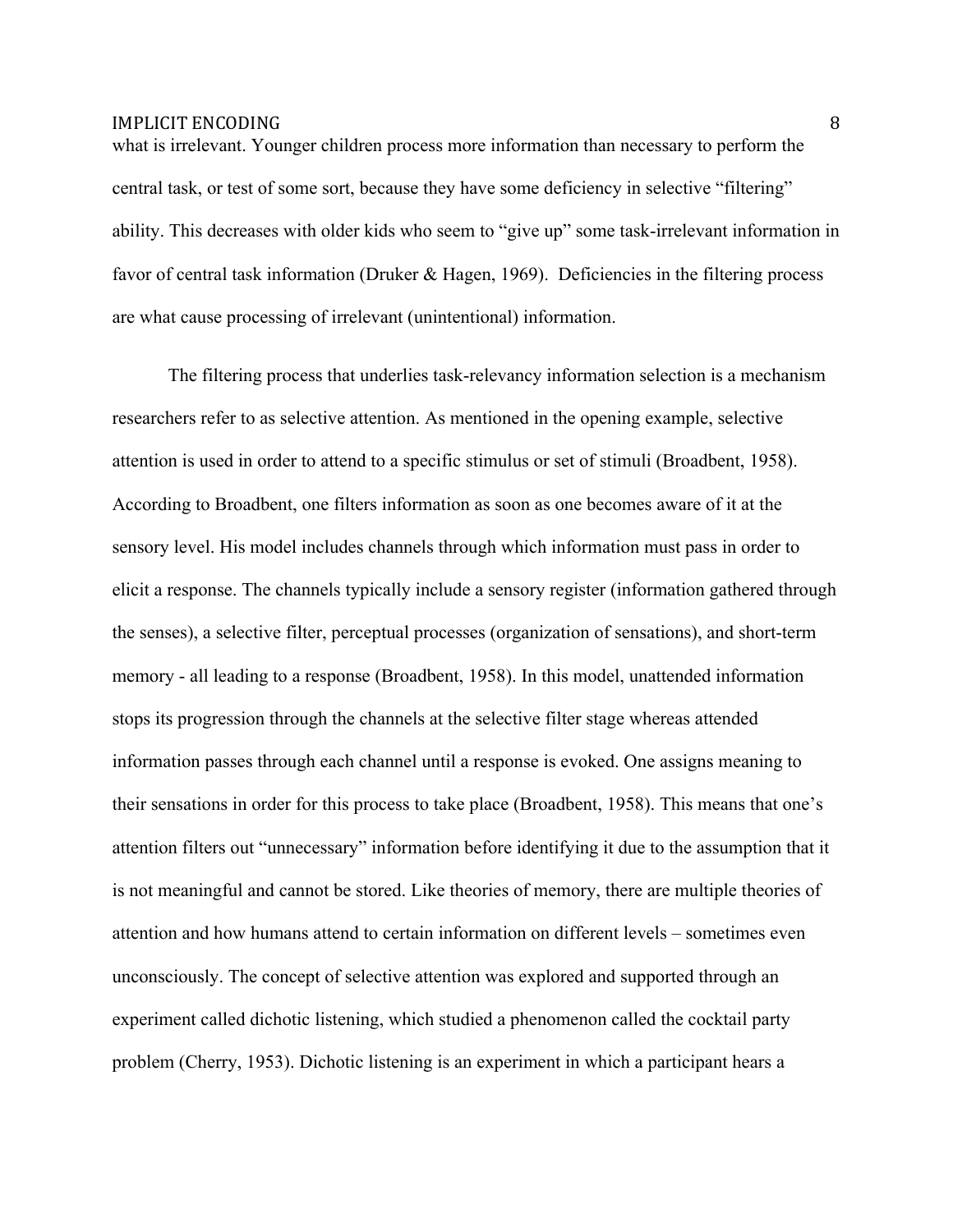what is irrelevant. Younger children process more information than necessary to perform the central task, or test of some sort, because they have some deficiency in selective "filtering" ability. This decreases with older kids who seem to "give up" some task-irrelevant information in favor of central task information (Druker & Hagen, 1969). Deficiencies in the filtering process are what cause processing of irrelevant (unintentional) information.

The filtering process that underlies task-relevancy information selection is a mechanism researchers refer to as selective attention. As mentioned in the opening example, selective attention is used in order to attend to a specific stimulus or set of stimuli (Broadbent, 1958). According to Broadbent, one filters information as soon as one becomes aware of it at the sensory level. His model includes channels through which information must pass in order to elicit a response. The channels typically include a sensory register (information gathered through the senses), a selective filter, perceptual processes (organization of sensations), and short-term memory - all leading to a response (Broadbent, 1958). In this model, unattended information stops its progression through the channels at the selective filter stage whereas attended information passes through each channel until a response is evoked. One assigns meaning to their sensations in order for this process to take place (Broadbent, 1958). This means that one's attention filters out "unnecessary" information before identifying it due to the assumption that it is not meaningful and cannot be stored. Like theories of memory, there are multiple theories of attention and how humans attend to certain information on different levels – sometimes even unconsciously. The concept of selective attention was explored and supported through an experiment called dichotic listening, which studied a phenomenon called the cocktail party problem (Cherry, 1953). Dichotic listening is an experiment in which a participant hears a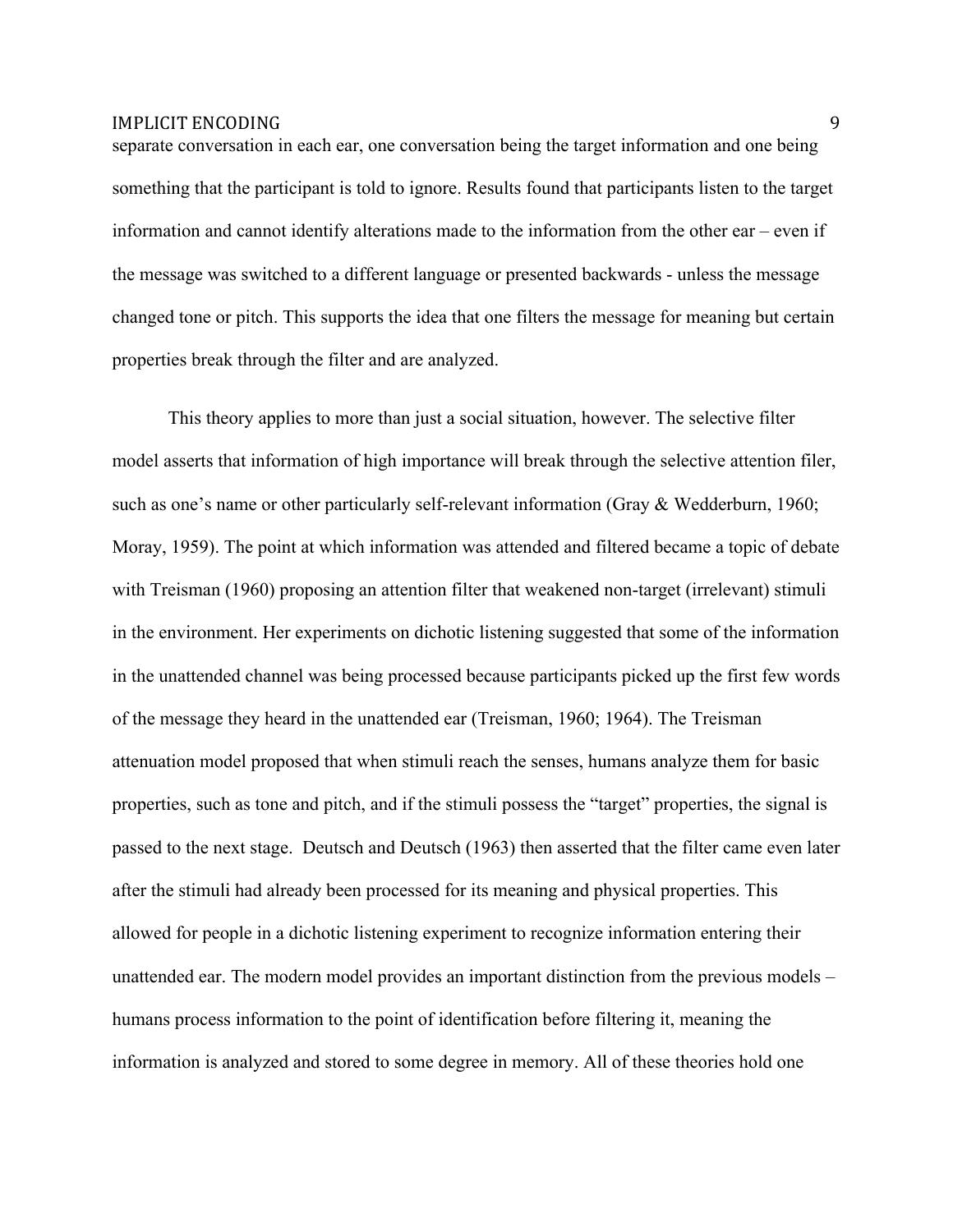separate conversation in each ear, one conversation being the target information and one being something that the participant is told to ignore. Results found that participants listen to the target information and cannot identify alterations made to the information from the other ear – even if the message was switched to a different language or presented backwards - unless the message changed tone or pitch. This supports the idea that one filters the message for meaning but certain properties break through the filter and are analyzed.

This theory applies to more than just a social situation, however. The selective filter model asserts that information of high importance will break through the selective attention filer, such as one's name or other particularly self-relevant information (Gray & Wedderburn, 1960; Moray, 1959). The point at which information was attended and filtered became a topic of debate with Treisman (1960) proposing an attention filter that weakened non-target (irrelevant) stimuli in the environment. Her experiments on dichotic listening suggested that some of the information in the unattended channel was being processed because participants picked up the first few words of the message they heard in the unattended ear (Treisman, 1960; 1964). The Treisman attenuation model proposed that when stimuli reach the senses, humans analyze them for basic properties, such as tone and pitch, and if the stimuli possess the "target" properties, the signal is passed to the next stage. Deutsch and Deutsch (1963) then asserted that the filter came even later after the stimuli had already been processed for its meaning and physical properties. This allowed for people in a dichotic listening experiment to recognize information entering their unattended ear. The modern model provides an important distinction from the previous models – humans process information to the point of identification before filtering it, meaning the information is analyzed and stored to some degree in memory. All of these theories hold one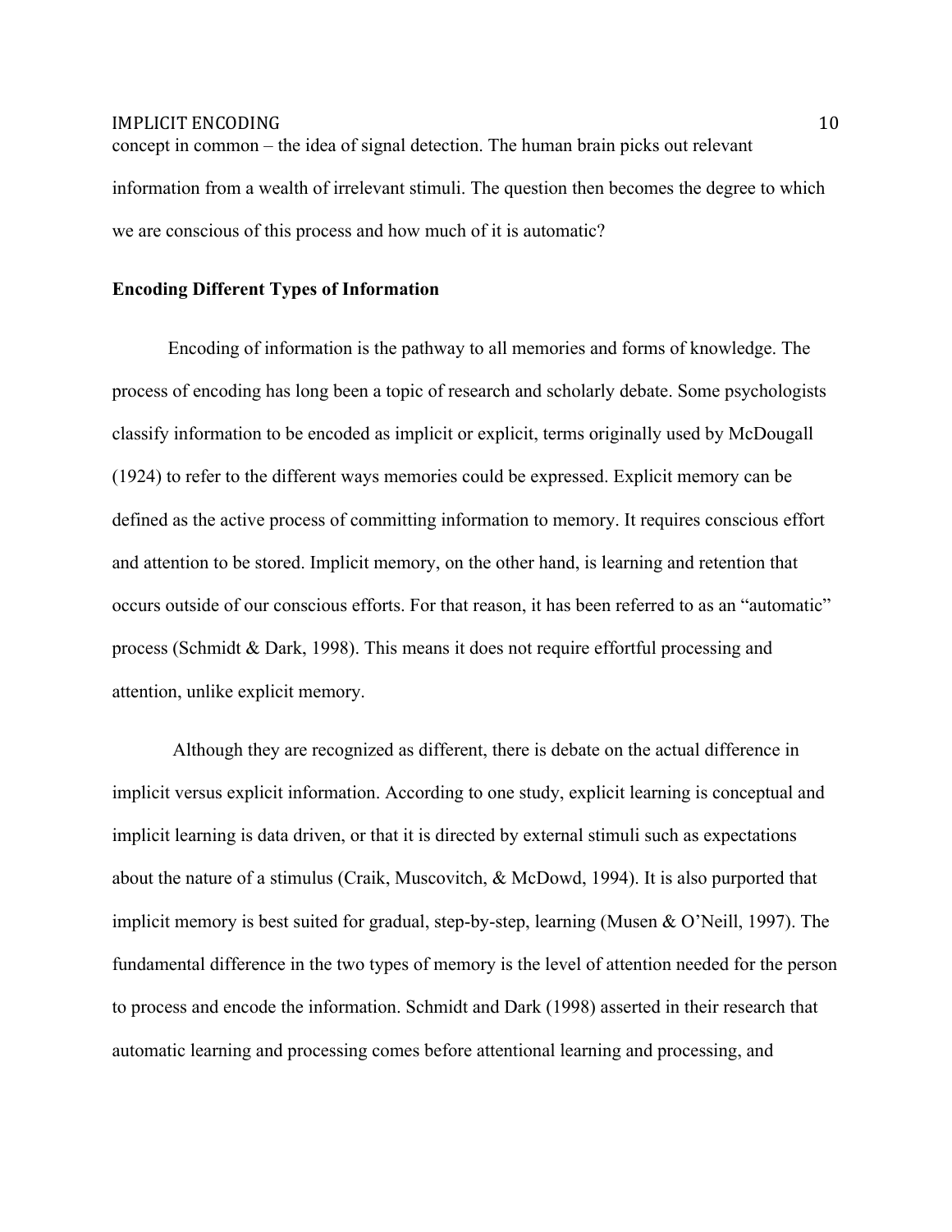concept in common – the idea of signal detection. The human brain picks out relevant information from a wealth of irrelevant stimuli. The question then becomes the degree to which we are conscious of this process and how much of it is automatic?

**Encoding Different Types of Information**

Encoding of information is the pathway to all memories and forms of knowledge. The process of encoding has long been a topic of research and scholarly debate. Some psychologists classify information to be encoded as implicit or explicit, terms originally used by McDougall (1924) to refer to the different ways memories could be expressed. Explicit memory can be defined as the active process of committing information to memory. It requires conscious effort and attention to be stored. Implicit memory, on the other hand, is learning and retention that occurs outside of our conscious efforts. For that reason, it has been referred to as an "automatic" process (Schmidt & Dark, 1998). This means it does not require effortful processing and attention, unlike explicit memory.

Although they are recognized as different, there is debate on the actual difference in implicit versus explicit information. According to one study, explicit learning is conceptual and implicit learning is data driven, or that it is directed by external stimuli such as expectations about the nature of a stimulus (Craik, Muscovitch, & McDowd, 1994). It is also purported that implicit memory is best suited for gradual, step-by-step, learning (Musen & O'Neill, 1997). The fundamental difference in the two types of memory is the level of attention needed for the person to process and encode the information. Schmidt and Dark (1998) asserted in their research that automatic learning and processing comes before attentional learning and processing, and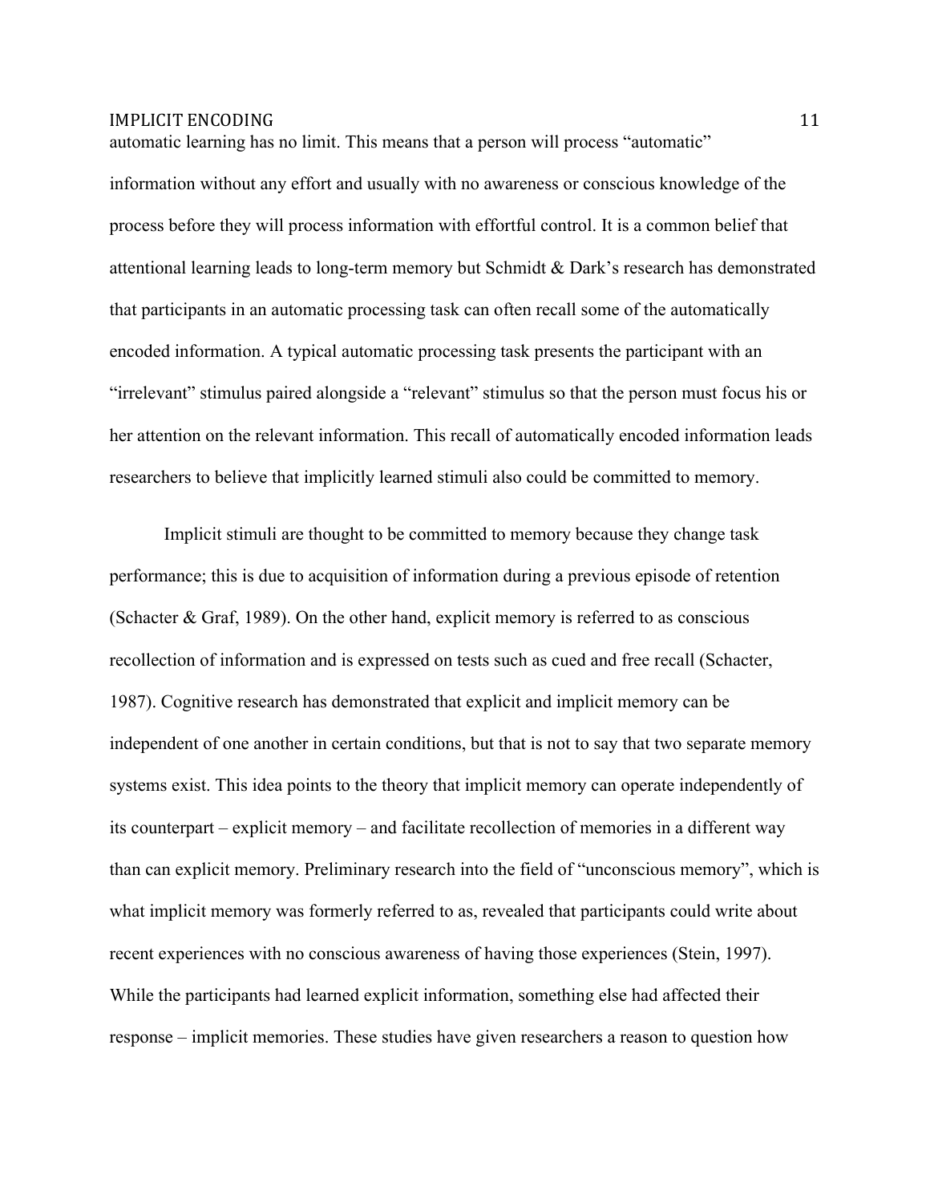automatic learning has no limit. This means that a person will process "automatic" information without any effort and usually with no awareness or conscious knowledge of the process before they will process information with effortful control. It is a common belief that attentional learning leads to long-term memory but Schmidt & Dark's research has demonstrated that participants in an automatic processing task can often recall some of the automatically encoded information. A typical automatic processing task presents the participant with an "irrelevant" stimulus paired alongside a "relevant" stimulus so that the person must focus his or her attention on the relevant information. This recall of automatically encoded information leads researchers to believe that implicitly learned stimuli also could be committed to memory.

Implicit stimuli are thought to be committed to memory because they change task performance; this is due to acquisition of information during a previous episode of retention (Schacter & Graf, 1989). On the other hand, explicit memory is referred to as conscious recollection of information and is expressed on tests such as cued and free recall (Schacter, 1987). Cognitive research has demonstrated that explicit and implicit memory can be independent of one another in certain conditions, but that is not to say that two separate memory systems exist. This idea points to the theory that implicit memory can operate independently of its counterpart – explicit memory – and facilitate recollection of memories in a different way than can explicit memory. Preliminary research into the field of "unconscious memory", which is what implicit memory was formerly referred to as, revealed that participants could write about recent experiences with no conscious awareness of having those experiences (Stein, 1997). While the participants had learned explicit information, something else had affected their response – implicit memories. These studies have given researchers a reason to question how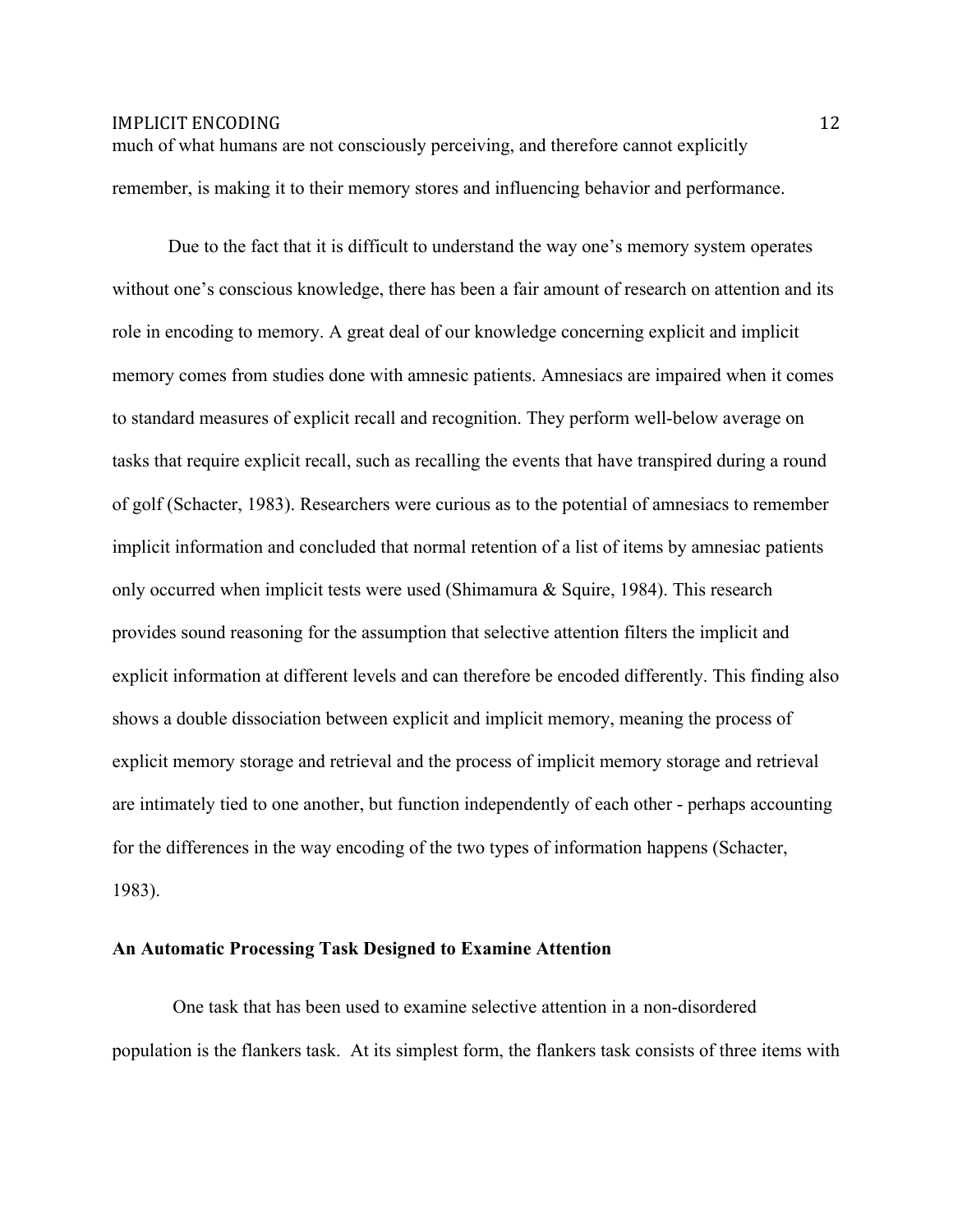much of what humans are not consciously perceiving, and therefore cannot explicitly remember, is making it to their memory stores and influencing behavior and performance.

Due to the fact that it is difficult to understand the way one's memory system operates without one's conscious knowledge, there has been a fair amount of research on attention and its role in encoding to memory. A great deal of our knowledge concerning explicit and implicit memory comes from studies done with amnesic patients. Amnesiacs are impaired when it comes to standard measures of explicit recall and recognition. They perform well-below average on tasks that require explicit recall, such as recalling the events that have transpired during a round of golf (Schacter, 1983). Researchers were curious as to the potential of amnesiacs to remember implicit information and concluded that normal retention of a list of items by amnesiac patients only occurred when implicit tests were used (Shimamura & Squire, 1984). This research provides sound reasoning for the assumption that selective attention filters the implicit and explicit information at different levels and can therefore be encoded differently. This finding also shows a double dissociation between explicit and implicit memory, meaning the process of explicit memory storage and retrieval and the process of implicit memory storage and retrieval are intimately tied to one another, but function independently of each other - perhaps accounting for the differences in the way encoding of the two types of information happens (Schacter, 1983).

**An Automatic Processing Task Designed to Examine Attention**

One task that has been used to examine selective attention in a non-disordered population is the flankers task. At its simplest form, the flankers task consists of three items with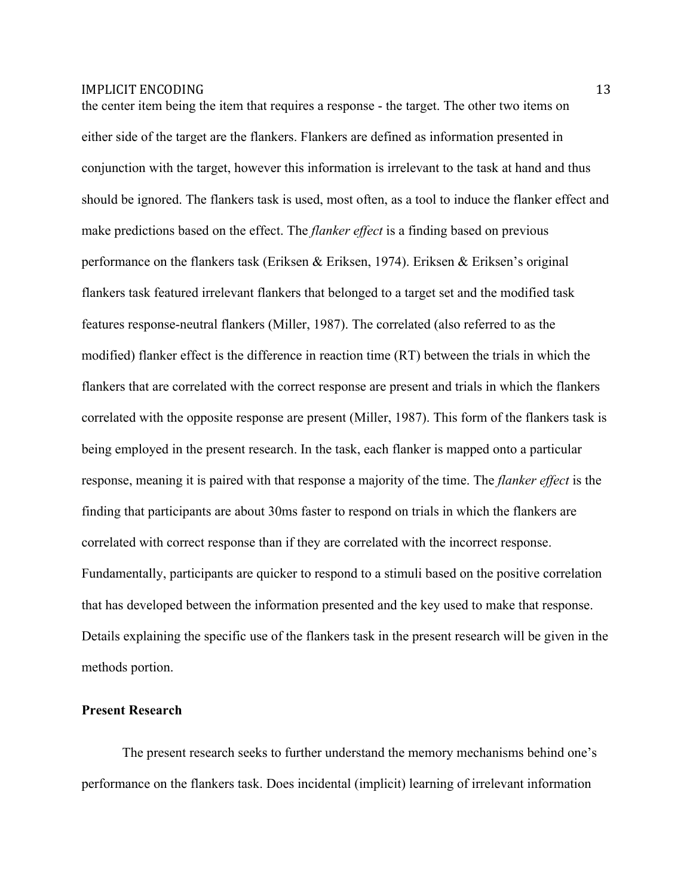the center item being the item that requires a response - the target. The other two items on either side of the target are the flankers. Flankers are defined as information presented in conjunction with the target, however this information is irrelevant to the task at hand and thus should be ignored. The flankers task is used, most often, as a tool to induce the flanker effect and make predictions based on the effect. The *flanker effect* is a finding based on previous performance on the flankers task (Eriksen & Eriksen, 1974). Eriksen & Eriksen's original flankers task featured irrelevant flankers that belonged to a target set and the modified task features response-neutral flankers (Miller, 1987). The correlated (also referred to as the modified) flanker effect is the difference in reaction time (RT) between the trials in which the flankers that are correlated with the correct response are present and trials in which the flankers correlated with the opposite response are present (Miller, 1987). This form of the flankers task is being employed in the present research. In the task, each flanker is mapped onto a particular response, meaning it is paired with that response a majority of the time. The *flanker effect* is the finding that participants are about 30ms faster to respond on trials in which the flankers are correlated with correct response than if they are correlated with the incorrect response. Fundamentally, participants are quicker to respond to a stimuli based on the positive correlation that has developed between the information presented and the key used to make that response. Details explaining the specific use of the flankers task in the present research will be given in the methods portion.

**Present Research**

The present research seeks to further understand the memory mechanisms behind one's performance on the flankers task. Does incidental (implicit) learning of irrelevant information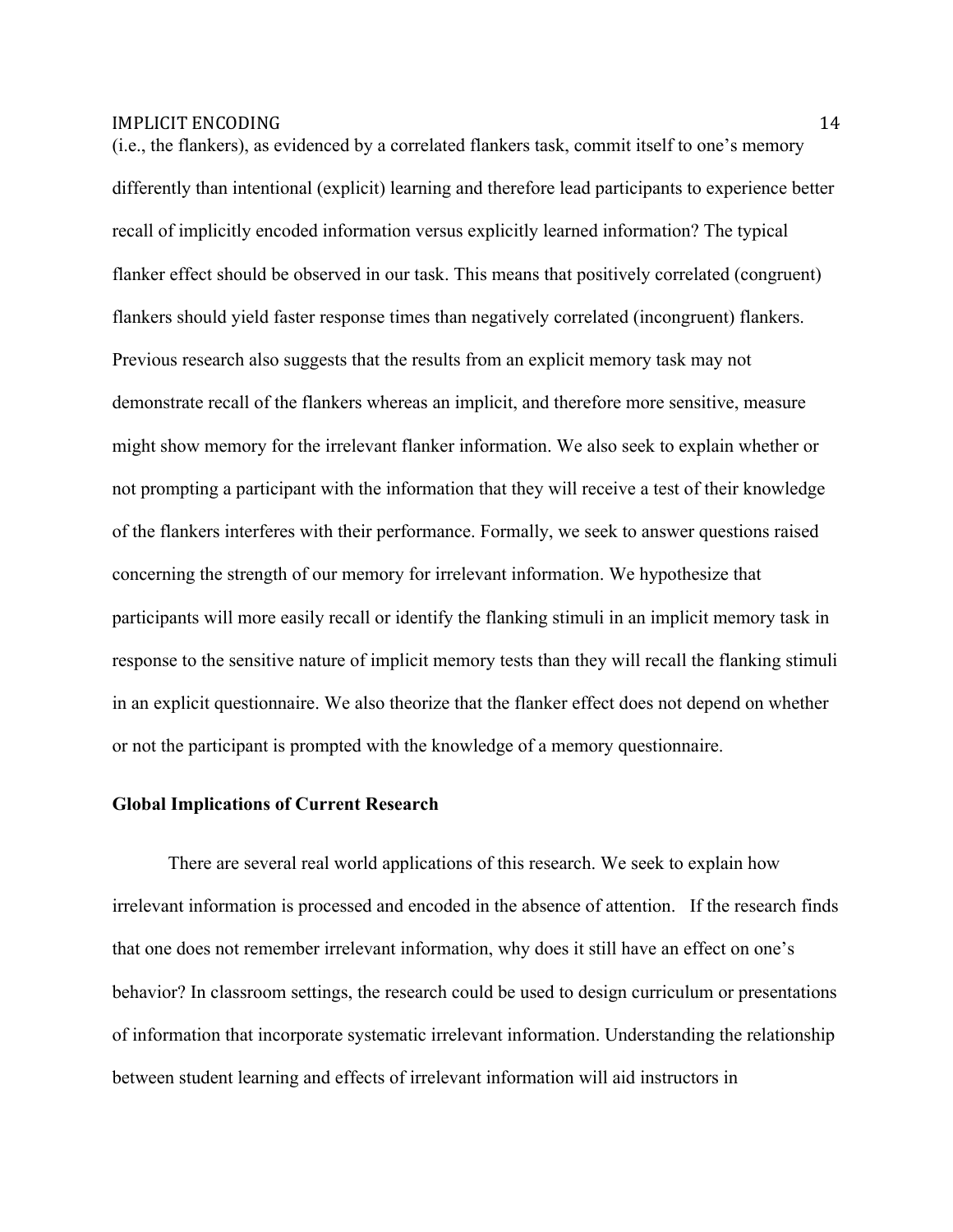(i.e., the flankers), as evidenced by a correlated flankers task, commit itself to one's memory differently than intentional (explicit) learning and therefore lead participants to experience better recall of implicitly encoded information versus explicitly learned information? The typical flanker effect should be observed in our task. This means that positively correlated (congruent) flankers should yield faster response times than negatively correlated (incongruent) flankers. Previous research also suggests that the results from an explicit memory task may not demonstrate recall of the flankers whereas an implicit, and therefore more sensitive, measure might show memory for the irrelevant flanker information. We also seek to explain whether or not prompting a participant with the information that they will receive a test of their knowledge of the flankers interferes with their performance. Formally, we seek to answer questions raised concerning the strength of our memory for irrelevant information. We hypothesize that participants will more easily recall or identify the flanking stimuli in an implicit memory task in response to the sensitive nature of implicit memory tests than they will recall the flanking stimuli in an explicit questionnaire. We also theorize that the flanker effect does not depend on whether or not the participant is prompted with the knowledge of a memory questionnaire.

## Global Implications of Current Research

There are several real world applications of this research. We seek to explain how irrelevant information is processed and encoded in the absence of attention. If the research finds that one does not remember irrelevant information, why does it still have an effect on one's behavior? In classroom settings, the research could be used to design curriculum or presentations of information that incorporate systematic irrelevant information. Understanding the relationship between student learning and effects of irrelevant information will aid instructors in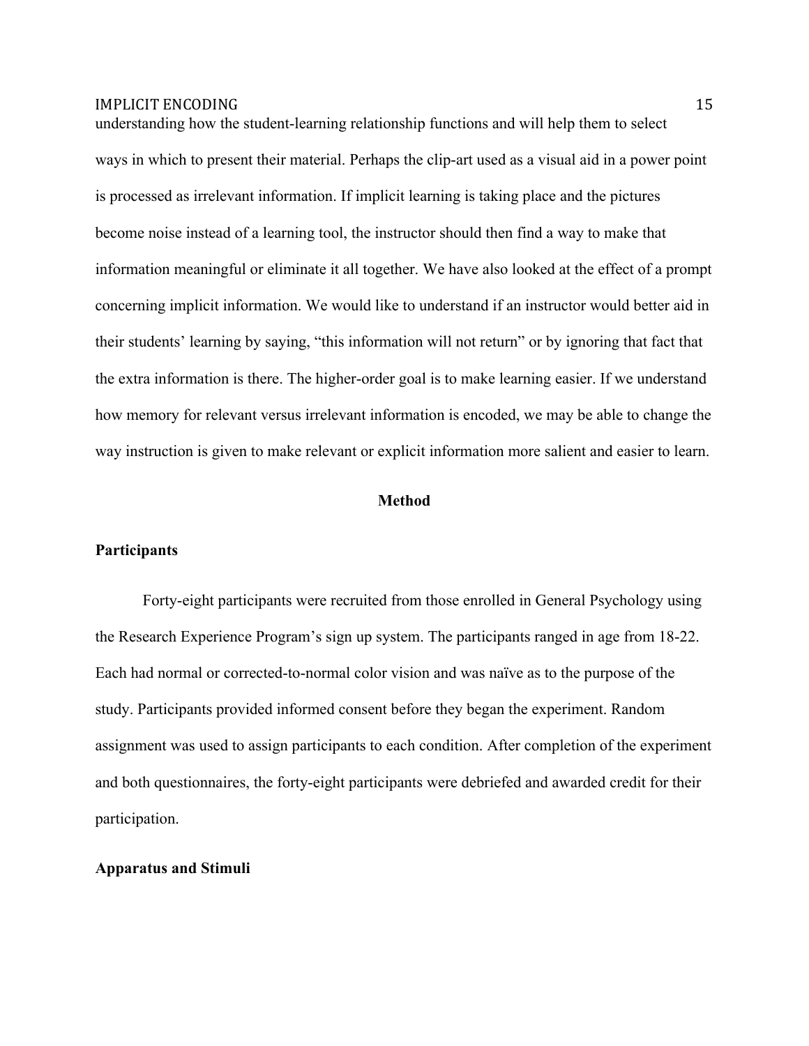understanding how the student-learning relationship functions and will help them to select ways in which to present their material. Perhaps the clip-art used as a visual aid in a power point is processed as irrelevant information. If implicit learning is taking place and the pictures become noise instead of a learning tool, the instructor should then find a way to make that information meaningful or eliminate it all together. We have also looked at the effect of a prompt concerning implicit information. We would like to understand if an instructor would better aid in their students' learning by saying, "this information will not return" or by ignoring that fact that the extra information is there. The higher-order goal is to make learning easier. If we understand how memory for relevant versus irrelevant information is encoded, we may be able to change the way instruction is given to make relevant or explicit information more salient and easier to learn.

## Method

### Participants

Forty-eight participants were recruited from those enrolled in General Psychology using the Research Experience Program's sign up system. The participants ranged in age from 18-22. Each had normal or corrected-to-normal color vision and was naïve as to the purpose of the study. Participants provided informed consent before they began the experiment. Random assignment was used to assign participants to each condition. After completion of the experiment and both questionnaires, the forty-eight participants were debriefed and awarded credit for their participation.

### Apparatus and Stimuli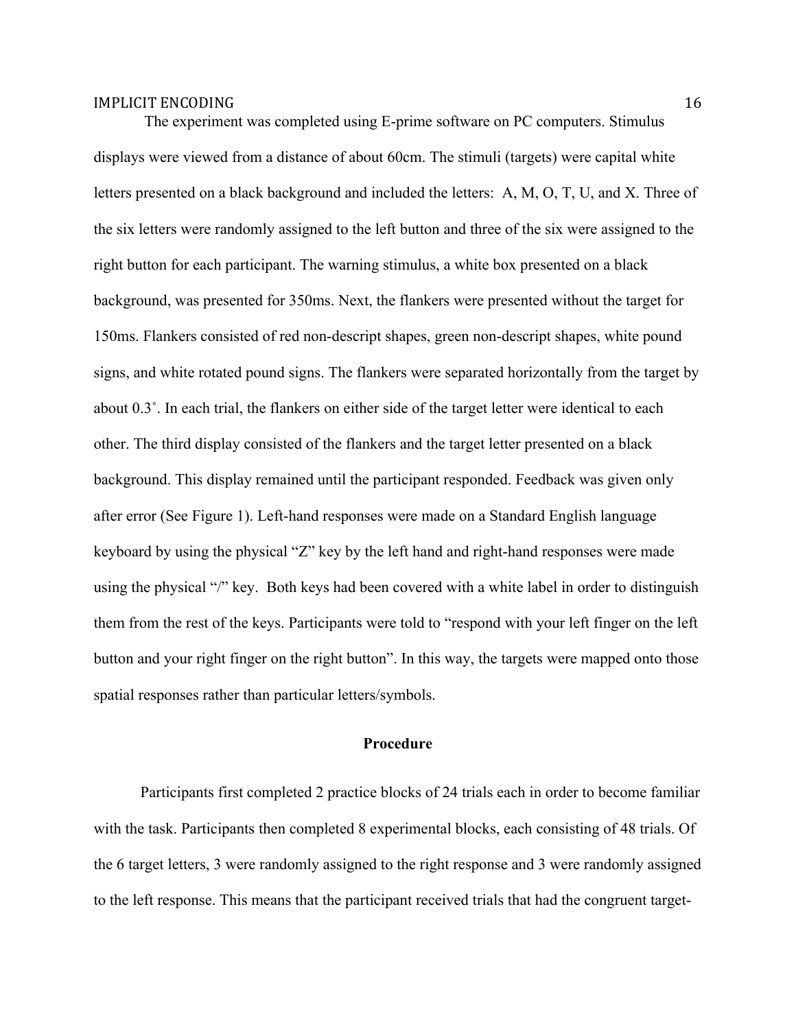The experiment was completed using E-prime software on PC computers. Stimulus displays were viewed from a distance of about 60cm. The stimuli (targets) were capital white letters presented on a black background and included the letters: A, M, O, T, U, and X. Three of the six letters were randomly assigned to the left button and three of the six were assigned to the right button for each participant. The warning stimulus, a white box presented on a black background, was presented for 350ms. Next, the flankers were presented without the target for 150ms. Flankers consisted of red non-descript shapes, green non-descript shapes, white pound signs, and white rotated pound signs. The flankers were separated horizontally from the target by about 0.3˚. In each trial, the flankers on either side of the target letter were identical to each other. The third display consisted of the flankers and the target letter presented on a black background. This display remained until the participant responded. Feedback was given only after error (See Figure 1). Left-hand responses were made on a Standard English language keyboard by using the physical "Z" key by the left hand and right-hand responses were made using the physical "/" key. Both keys had been covered with a white label in order to distinguish them from the rest of the keys. Participants were told to "respond with your left finger on the left button and your right finger on the right button". In this way, the targets were mapped onto those spatial responses rather than particular letters/symbols.

## Procedure

Participants first completed 2 practice blocks of 24 trials each in order to become familiar with the task. Participants then completed 8 experimental blocks, each consisting of 48 trials. Of the 6 target letters, 3 were randomly assigned to the right response and 3 were randomly assigned to the left response. This means that the participant received trials that had the congruent target-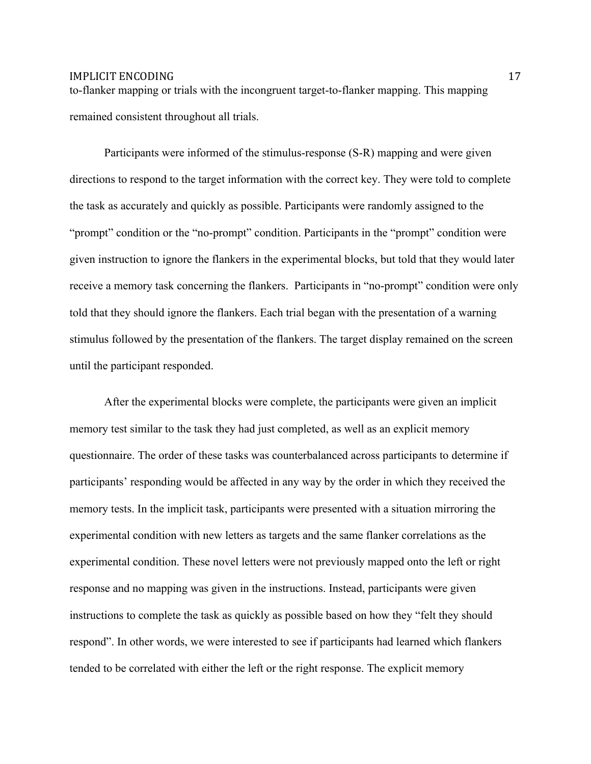to-flanker mapping or trials with the incongruent target-to-flanker mapping. This mapping remained consistent throughout all trials.

Participants were informed of the stimulus-response (S-R) mapping and were given directions to respond to the target information with the correct key. They were told to complete the task as accurately and quickly as possible. Participants were randomly assigned to the "prompt" condition or the "no-prompt" condition. Participants in the "prompt" condition were given instruction to ignore the flankers in the experimental blocks, but told that they would later receive a memory task concerning the flankers. Participants in "no-prompt" condition were only told that they should ignore the flankers. Each trial began with the presentation of a warning stimulus followed by the presentation of the flankers. The target display remained on the screen until the participant responded.

After the experimental blocks were complete, the participants were given an implicit memory test similar to the task they had just completed, as well as an explicit memory questionnaire. The order of these tasks was counterbalanced across participants to determine if participants' responding would be affected in any way by the order in which they received the memory tests. In the implicit task, participants were presented with a situation mirroring the experimental condition with new letters as targets and the same flanker correlations as the experimental condition. These novel letters were not previously mapped onto the left or right response and no mapping was given in the instructions. Instead, participants were given instructions to complete the task as quickly as possible based on how they "felt they should respond". In other words, we were interested to see if participants had learned which flankers tended to be correlated with either the left or the right response. The explicit memory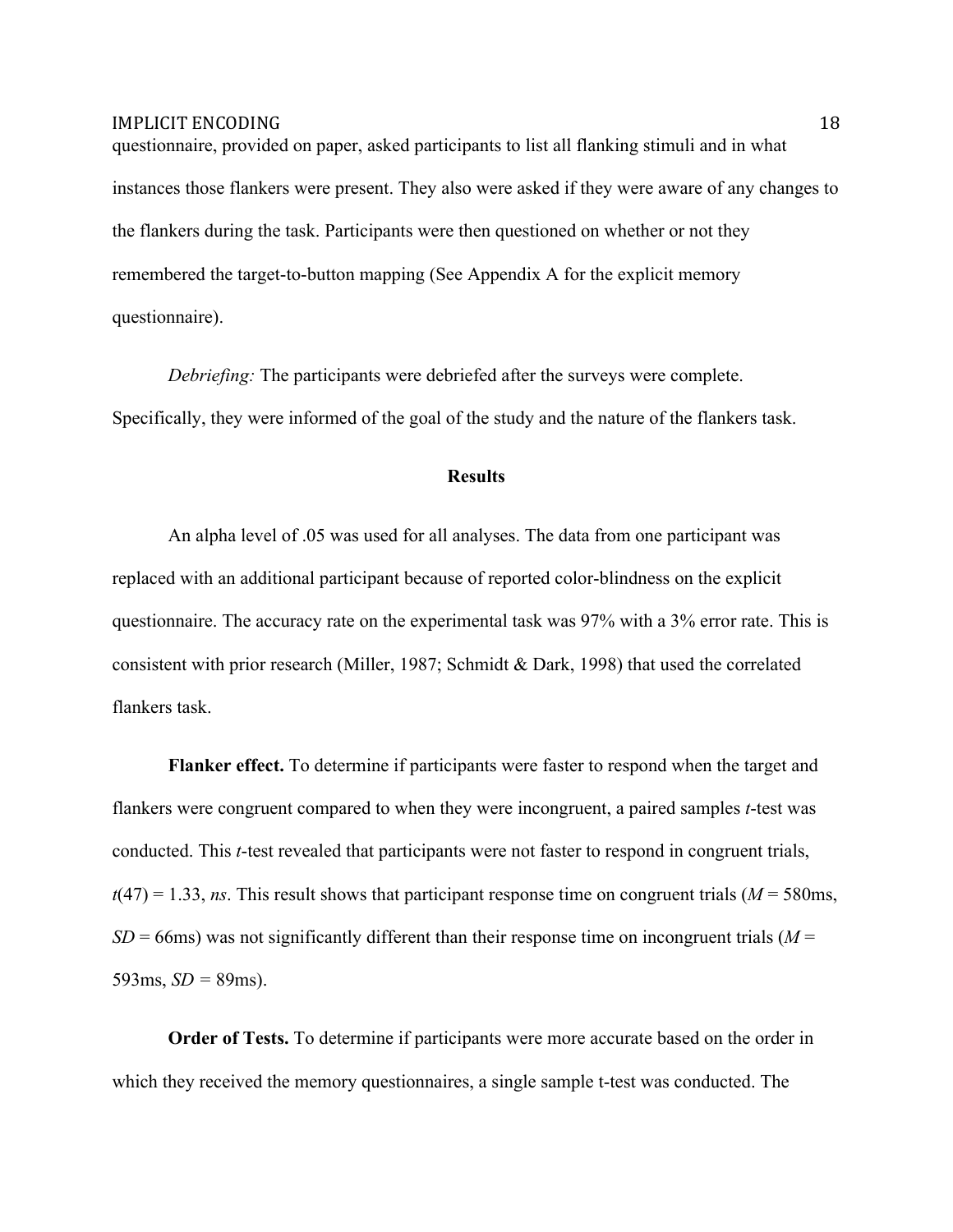questionnaire, provided on paper, asked participants to list all flanking stimuli and in what instances those flankers were present. They also were asked if they were aware of any changes to the flankers during the task. Participants were then questioned on whether or not they remembered the target-to-button mapping (See Appendix A for the explicit memory questionnaire).

*Debriefing:* The participants were debriefed after the surveys were complete. Specifically, they were informed of the goal of the study and the nature of the flankers task.

## Results

An alpha level of .05 was used for all analyses. The data from one participant was replaced with an additional participant because of reported color-blindness on the explicit questionnaire. The accuracy rate on the experimental task was 97% with a 3% error rate. This is consistent with prior research (Miller, 1987; Schmidt & Dark, 1998) that used the correlated flankers task.

**Flanker effect.** To determine if participants were faster to respond when the target and flankers were congruent compared to when they were incongruent, a paired samples *t*-test was conducted. This *t*-test revealed that participants were not faster to respond in congruent trials, $t(47) = 1.33$, *ns*. This result shows that participant response time on congruent trials ($M$ = 580ms, $SD$ = 66ms) was not significantly different than their response time on incongruent trials ($M$ = 593ms, $SD$ = 89ms).

**Order of Tests.** To determine if participants were more accurate based on the order in which they received the memory questionnaires, a single sample t-test was conducted. The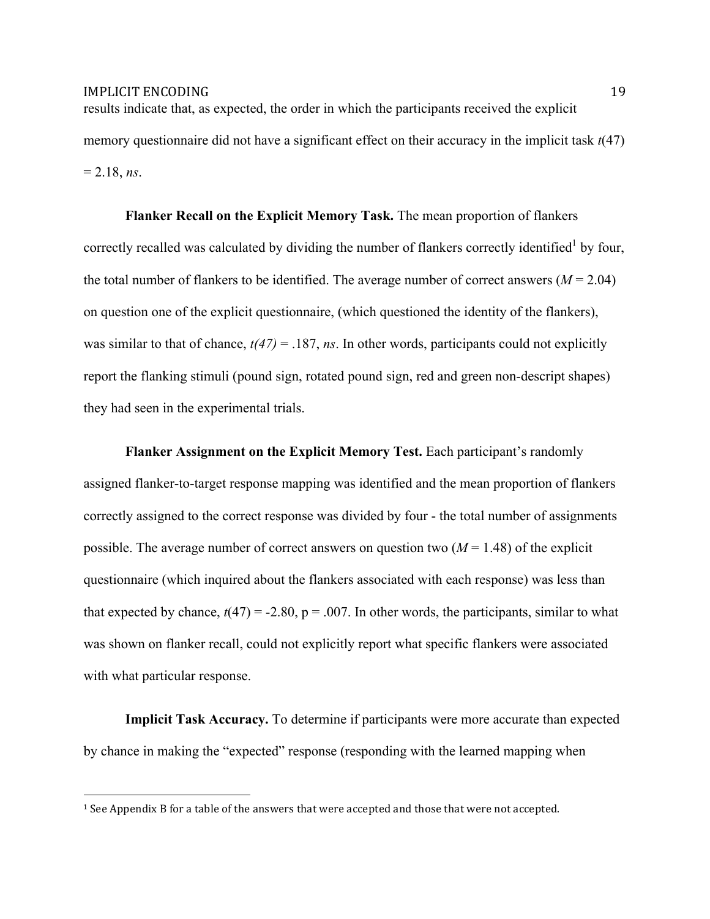results indicate that, as expected, the order in which the participants received the explicit memory questionnaire did not have a significant effect on their accuracy in the implicit task $t(47) = 2.18$, *ns*.

**Flanker Recall on the Explicit Memory Task.** The mean proportion of flankers correctly recalled was calculated by dividing the number of flankers correctly identified[1] by four, the total number of flankers to be identified. The average number of correct answers ($M = 2.04$) on question one of the explicit questionnaire, (which questioned the identity of the flankers), was similar to that of chance, $t(47) = .187$, *ns*. In other words, participants could not explicitly report the flanking stimuli (pound sign, rotated pound sign, red and green non-descript shapes) they had seen in the experimental trials.

**Flanker Assignment on the Explicit Memory Test.** Each participant's randomly assigned flanker-to-target response mapping was identified and the mean proportion of flankers correctly assigned to the correct response was divided by four - the total number of assignments possible. The average number of correct answers on question two ($M = 1.48$) of the explicit questionnaire (which inquired about the flankers associated with each response) was less than that expected by chance, $t(47) = -2.80$, $p = .007$. In other words, the participants, similar to what was shown on flanker recall, could not explicitly report what specific flankers were associated with what particular response.

**Implicit Task Accuracy.** To determine if participants were more accurate than expected by chance in making the "expected" response (responding with the learned mapping when

[1] See Appendix B for a table of the answers that were accepted and those that were not accepted.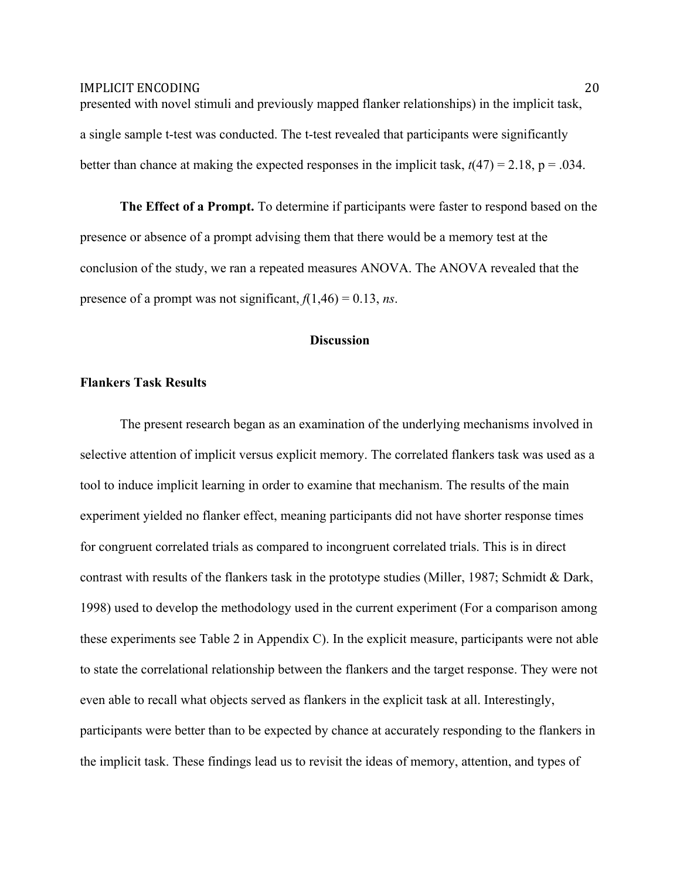presented with novel stimuli and previously mapped flanker relationships) in the implicit task, a single sample t-test was conducted. The t-test revealed that participants were significantly better than chance at making the expected responses in the implicit task, $t(47) = 2.18$, $p = .034$.

**The Effect of a Prompt.** To determine if participants were faster to respond based on the presence or absence of a prompt advising them that there would be a memory test at the conclusion of the study, we ran a repeated measures ANOVA. The ANOVA revealed that the presence of a prompt was not significant, $f(1,46) = 0.13$, *ns*.

## Discussion

### Flankers Task Results

The present research began as an examination of the underlying mechanisms involved in selective attention of implicit versus explicit memory. The correlated flankers task was used as a tool to induce implicit learning in order to examine that mechanism. The results of the main experiment yielded no flanker effect, meaning participants did not have shorter response times for congruent correlated trials as compared to incongruent correlated trials. This is in direct contrast with results of the flankers task in the prototype studies (Miller, 1987; Schmidt & Dark, 1998) used to develop the methodology used in the current experiment (For a comparison among these experiments see Table 2 in Appendix C). In the explicit measure, participants were not able to state the correlational relationship between the flankers and the target response. They were not even able to recall what objects served as flankers in the explicit task at all. Interestingly, participants were better than to be expected by chance at accurately responding to the flankers in the implicit task. These findings lead us to revisit the ideas of memory, attention, and types of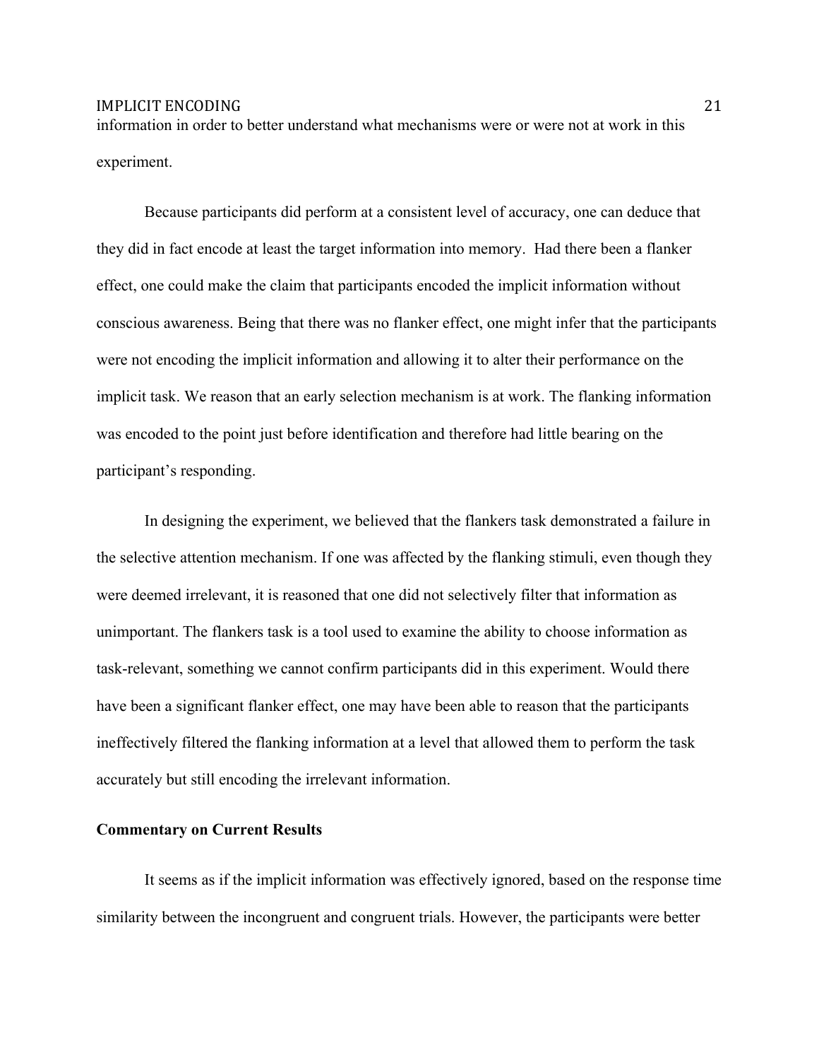information in order to better understand what mechanisms were or were not at work in this experiment.

Because participants did perform at a consistent level of accuracy, one can deduce that they did in fact encode at least the target information into memory.  Had there been a flanker effect, one could make the claim that participants encoded the implicit information without conscious awareness. Being that there was no flanker effect, one might infer that the participants were not encoding the implicit information and allowing it to alter their performance on the implicit task. We reason that an early selection mechanism is at work. The flanking information was encoded to the point just before identification and therefore had little bearing on the participant's responding.

In designing the experiment, we believed that the flankers task demonstrated a failure in the selective attention mechanism. If one was affected by the flanking stimuli, even though they were deemed irrelevant, it is reasoned that one did not selectively filter that information as unimportant. The flankers task is a tool used to examine the ability to choose information as task-relevant, something we cannot confirm participants did in this experiment. Would there have been a significant flanker effect, one may have been able to reason that the participants ineffectively filtered the flanking information at a level that allowed them to perform the task accurately but still encoding the irrelevant information.

**Commentary on Current Results**

It seems as if the implicit information was effectively ignored, based on the response time similarity between the incongruent and congruent trials. However, the participants were better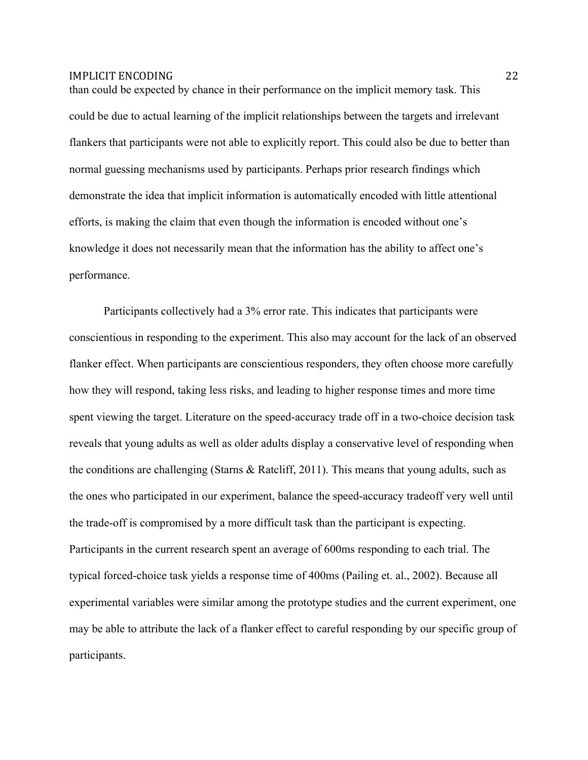than could be expected by chance in their performance on the implicit memory task. This could be due to actual learning of the implicit relationships between the targets and irrelevant flankers that participants were not able to explicitly report. This could also be due to better than normal guessing mechanisms used by participants. Perhaps prior research findings which demonstrate the idea that implicit information is automatically encoded with little attentional efforts, is making the claim that even though the information is encoded without one's knowledge it does not necessarily mean that the information has the ability to affect one's performance.

Participants collectively had a 3% error rate. This indicates that participants were conscientious in responding to the experiment. This also may account for the lack of an observed flanker effect. When participants are conscientious responders, they often choose more carefully how they will respond, taking less risks, and leading to higher response times and more time spent viewing the target. Literature on the speed-accuracy trade off in a two-choice decision task reveals that young adults as well as older adults display a conservative level of responding when the conditions are challenging (Starns & Ratcliff, 2011). This means that young adults, such as the ones who participated in our experiment, balance the speed-accuracy tradeoff very well until the trade-off is compromised by a more difficult task than the participant is expecting. Participants in the current research spent an average of 600ms responding to each trial. The typical forced-choice task yields a response time of 400ms (Pailing et. al., 2002). Because all experimental variables were similar among the prototype studies and the current experiment, one may be able to attribute the lack of a flanker effect to careful responding by our specific group of participants.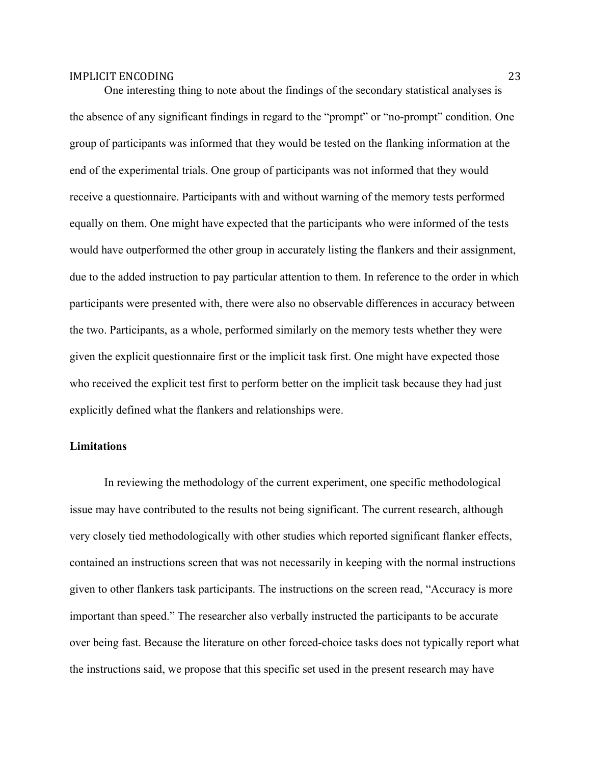One interesting thing to note about the findings of the secondary statistical analyses is the absence of any significant findings in regard to the "prompt" or "no-prompt" condition. One group of participants was informed that they would be tested on the flanking information at the end of the experimental trials. One group of participants was not informed that they would receive a questionnaire. Participants with and without warning of the memory tests performed equally on them. One might have expected that the participants who were informed of the tests would have outperformed the other group in accurately listing the flankers and their assignment, due to the added instruction to pay particular attention to them. In reference to the order in which participants were presented with, there were also no observable differences in accuracy between the two. Participants, as a whole, performed similarly on the memory tests whether they were given the explicit questionnaire first or the implicit task first. One might have expected those who received the explicit test first to perform better on the implicit task because they had just explicitly defined what the flankers and relationships were.

**Limitations**

In reviewing the methodology of the current experiment, one specific methodological issue may have contributed to the results not being significant. The current research, although very closely tied methodologically with other studies which reported significant flanker effects, contained an instructions screen that was not necessarily in keeping with the normal instructions given to other flankers task participants. The instructions on the screen read, "Accuracy is more important than speed." The researcher also verbally instructed the participants to be accurate over being fast. Because the literature on other forced-choice tasks does not typically report what the instructions said, we propose that this specific set used in the present research may have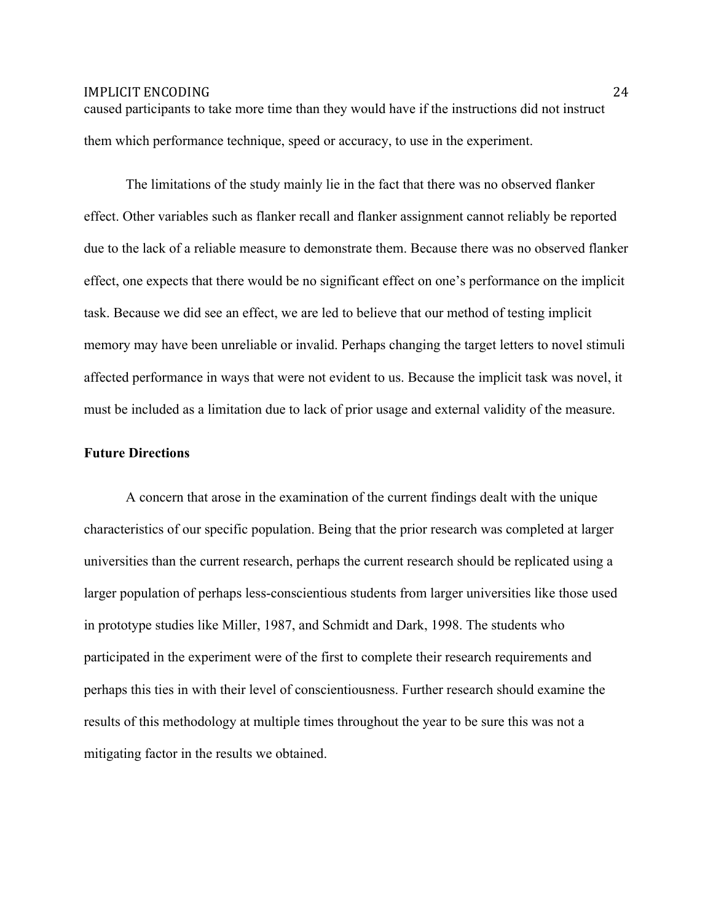caused participants to take more time than they would have if the instructions did not instruct them which performance technique, speed or accuracy, to use in the experiment.

The limitations of the study mainly lie in the fact that there was no observed flanker effect. Other variables such as flanker recall and flanker assignment cannot reliably be reported due to the lack of a reliable measure to demonstrate them. Because there was no observed flanker effect, one expects that there would be no significant effect on one's performance on the implicit task. Because we did see an effect, we are led to believe that our method of testing implicit memory may have been unreliable or invalid. Perhaps changing the target letters to novel stimuli affected performance in ways that were not evident to us. Because the implicit task was novel, it must be included as a limitation due to lack of prior usage and external validity of the measure.

**Future Directions**

A concern that arose in the examination of the current findings dealt with the unique characteristics of our specific population. Being that the prior research was completed at larger universities than the current research, perhaps the current research should be replicated using a larger population of perhaps less-conscientious students from larger universities like those used in prototype studies like Miller, 1987, and Schmidt and Dark, 1998. The students who participated in the experiment were of the first to complete their research requirements and perhaps this ties in with their level of conscientiousness. Further research should examine the results of this methodology at multiple times throughout the year to be sure this was not a mitigating factor in the results we obtained.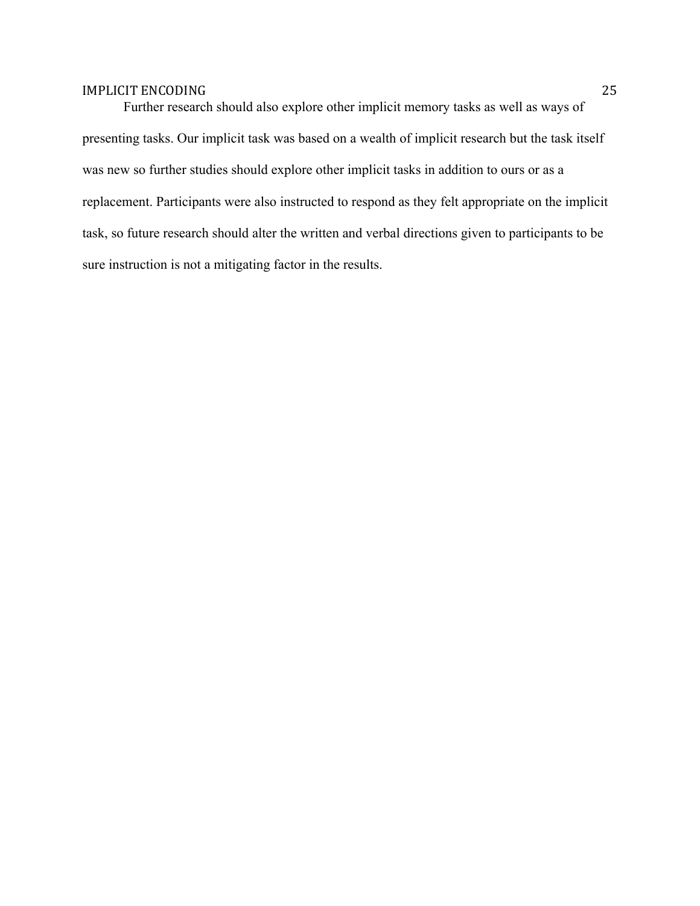Further research should also explore other implicit memory tasks as well as ways of presenting tasks. Our implicit task was based on a wealth of implicit research but the task itself was new so further studies should explore other implicit tasks in addition to ours or as a replacement. Participants were also instructed to respond as they felt appropriate on the implicit task, so future research should alter the written and verbal directions given to participants to be sure instruction is not a mitigating factor in the results.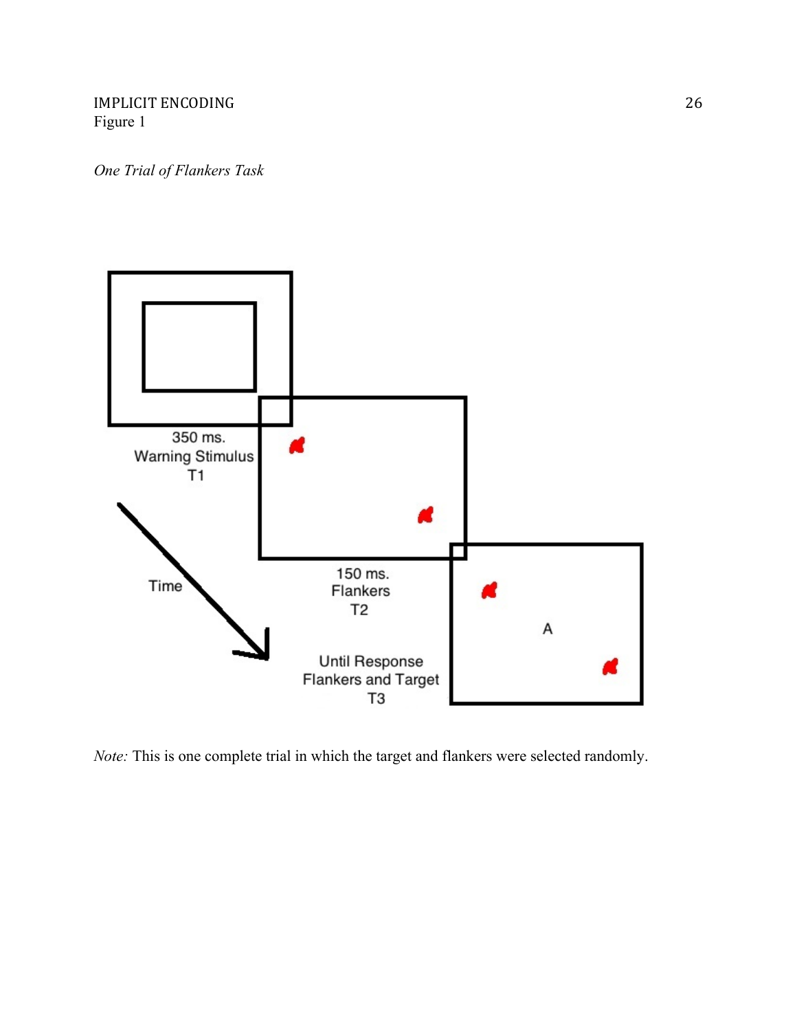Figure 1

*One Trial of Flankers Task*

350 ms.
Warning Stimulus
T1

150 ms.
Flankers
T2

Until Response
Flankers and Target
T3

Time

A

*Note:* This is one complete trial in which the target and flankers were selected randomly.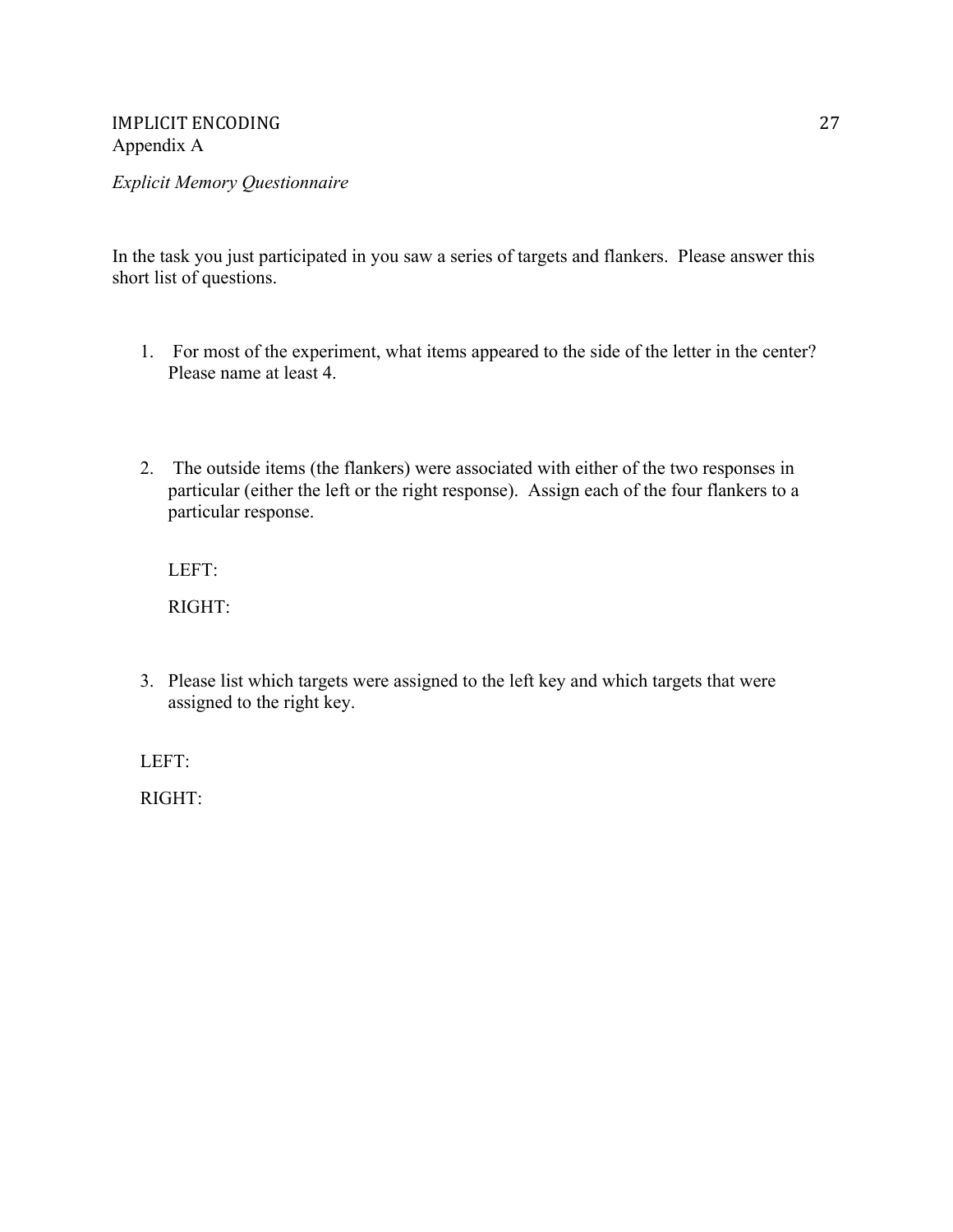Appendix A

*Explicit Memory Questionnaire*

In the task you just participated in you saw a series of targets and flankers. Please answer this short list of questions.

1. For most of the experiment, what items appeared to the side of the letter in the center? Please name at least 4.

2. The outside items (the flankers) were associated with either of the two responses in particular (either the left or the right response). Assign each of the four flankers to a particular response.

   LEFT:

   RIGHT:

3. Please list which targets were assigned to the left key and which targets that were assigned to the right key.

LEFT:

RIGHT: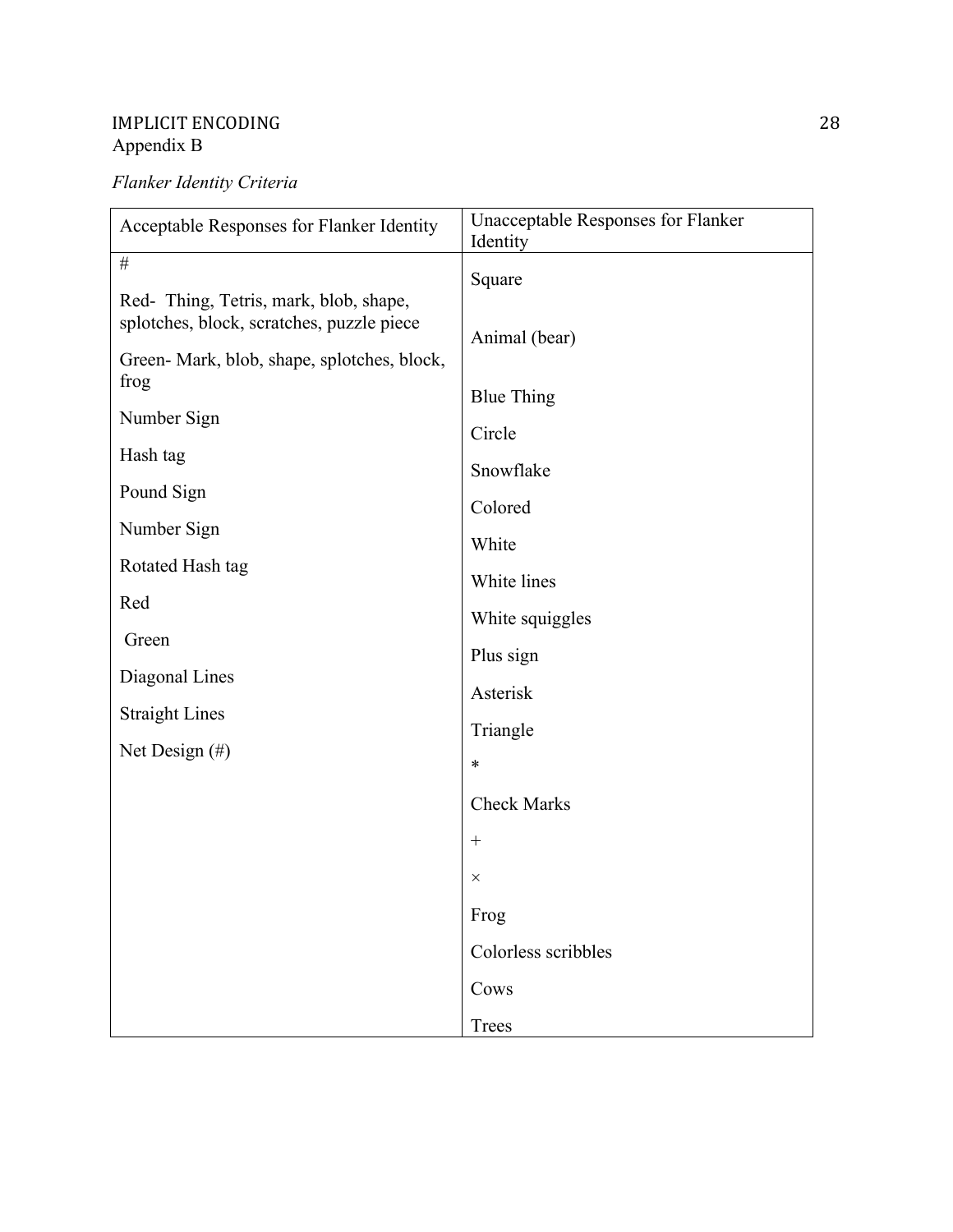Appendix B

*Flanker Identity Criteria*

| Acceptable Responses for Flanker Identity | Unacceptable Responses for Flanker Identity |
|---|---|
| # | Square |
| Red- Thing, Tetris, mark, blob, shape, splotches, block, scratches, puzzle piece | Animal (bear) |
| Green- Mark, blob, shape, splotches, block, frog | Blue Thing |
| Number Sign | Circle |
| Hash tag | Snowflake |
| Pound Sign | Colored |
| Number Sign | White |
| Rotated Hash tag | White lines |
| Red | White squiggles |
| Green | Plus sign |
| Diagonal Lines | Asterisk |
| Straight Lines | Triangle |
| Net Design (#) | * |
| | Check Marks |
| | + |
| | × |
| | Frog |
| | Colorless scribbles |
| | Cows |
| | Trees |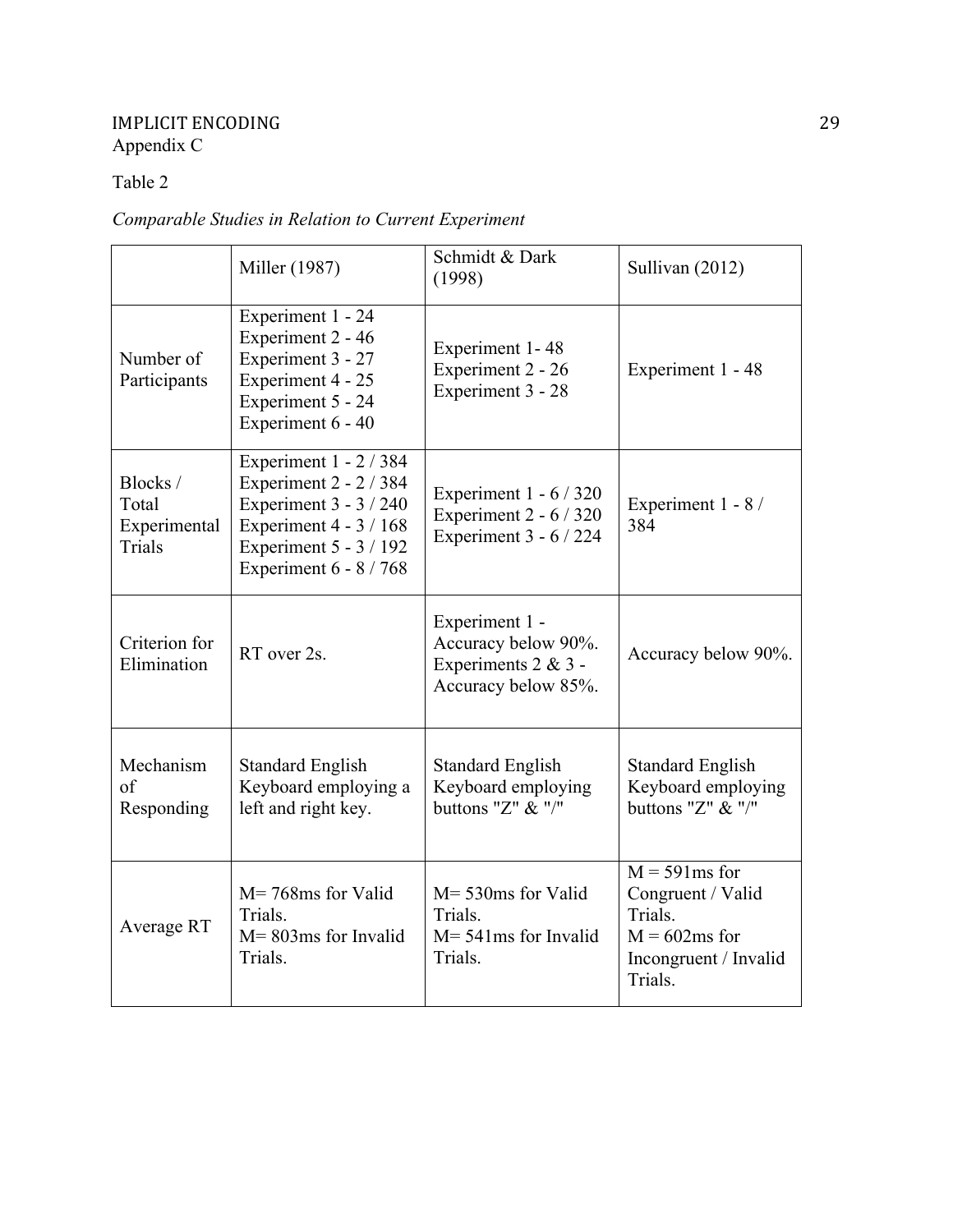Appendix C

Table 2

*Comparable Studies in Relation to Current Experiment*

| | Miller (1987) | Schmidt & Dark (1998) | Sullivan (2012) |
|---|---|---|---|
| Number of Participants | Experiment 1 - 24<br>Experiment 2 - 46<br>Experiment 3 - 27<br>Experiment 4 - 25<br>Experiment 5 - 24<br>Experiment 6 - 40 | Experiment 1- 48<br>Experiment 2 - 26<br>Experiment 3 - 28 | Experiment 1 - 48 |
| Blocks / Total Experimental Trials | Experiment 1 - 2 / 384<br>Experiment 2 - 2 / 384<br>Experiment 3 - 3 / 240<br>Experiment 4 - 3 / 168<br>Experiment 5 - 3 / 192<br>Experiment 6 - 8 / 768 | Experiment 1 - 6 / 320<br>Experiment 2 - 6 / 320<br>Experiment 3 - 6 / 224 | Experiment 1 - 8 / 384 |
| Criterion for Elimination | RT over 2s. | Experiment 1 - Accuracy below 90%.<br>Experiments 2 & 3 - Accuracy below 85%. | Accuracy below 90%. |
| Mechanism of Responding | Standard English Keyboard employing a left and right key. | Standard English Keyboard employing buttons "Z" & "/" | Standard English Keyboard employing buttons "Z" & "/" |
| Average RT | M= 768ms for Valid Trials.<br>M= 803ms for Invalid Trials. | M= 530ms for Valid Trials.<br>M= 541ms for Invalid Trials. | M = 591ms for Congruent / Valid Trials.<br>M = 602ms for Incongruent / Invalid Trials. |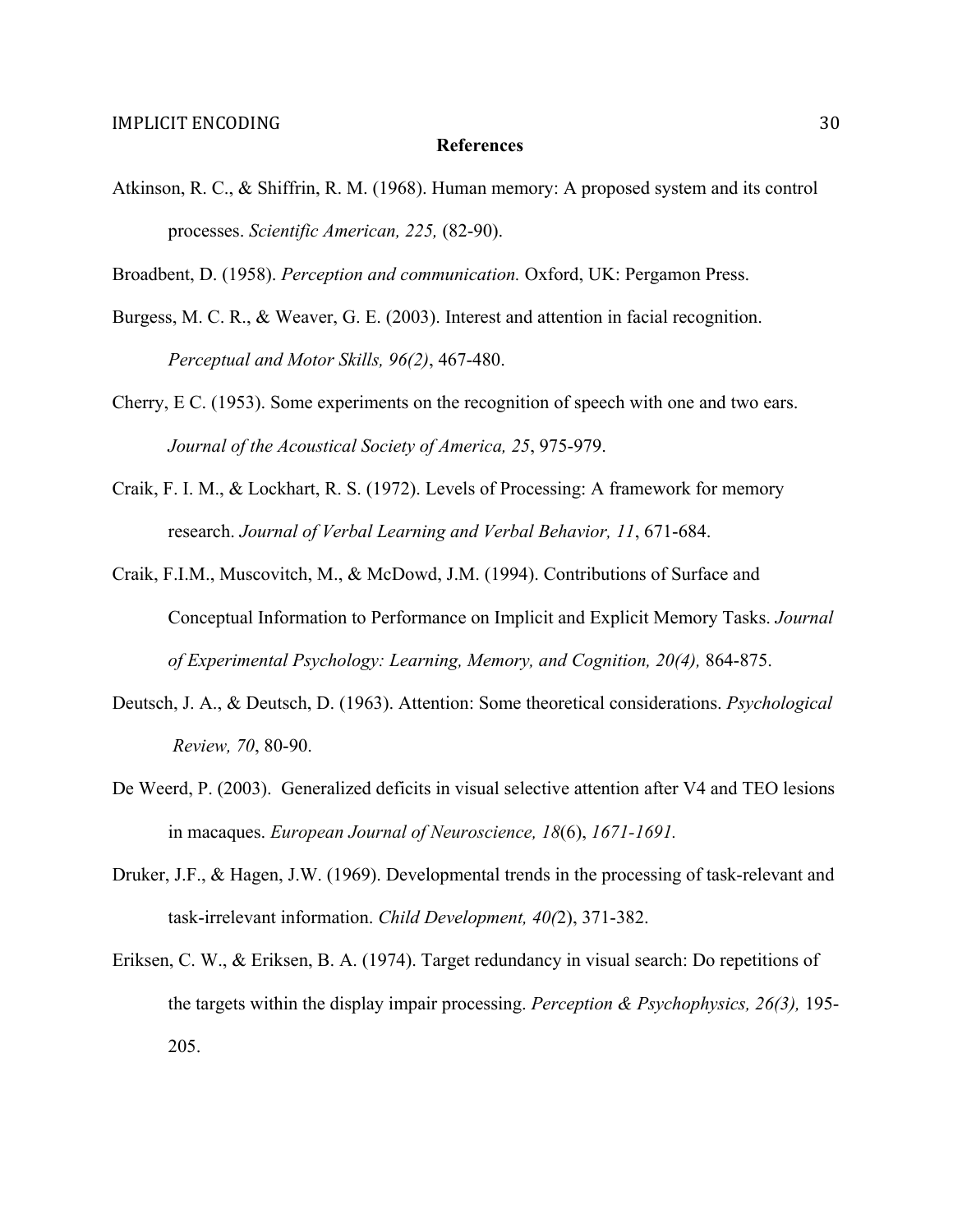**References**

Atkinson, R. C., & Shiffrin, R. M. (1968). Human memory: A proposed system and its control processes. *Scientific American, 225,* (82-90).

Broadbent, D. (1958). *Perception and communication.* Oxford, UK: Pergamon Press.

Burgess, M. C. R., & Weaver, G. E. (2003). Interest and attention in facial recognition. *Perceptual and Motor Skills, 96(2)*, 467-480.

Cherry, E C. (1953). Some experiments on the recognition of speech with one and two ears. *Journal of the Acoustical Society of America, 25*, 975-979.

Craik, F. I. M., & Lockhart, R. S. (1972). Levels of Processing: A framework for memory research. *Journal of Verbal Learning and Verbal Behavior, 11*, 671-684.

Craik, F.I.M., Muscovitch, M., & McDowd, J.M. (1994). Contributions of Surface and Conceptual Information to Performance on Implicit and Explicit Memory Tasks. *Journal of Experimental Psychology: Learning, Memory, and Cognition, 20(4),* 864-875.

Deutsch, J. A., & Deutsch, D. (1963). Attention: Some theoretical considerations. *Psychological Review, 70*, 80-90.

De Weerd, P. (2003). Generalized deficits in visual selective attention after V4 and TEO lesions in macaques. *European Journal of Neuroscience, 18*(6), *1671-1691.*

Druker, J.F., & Hagen, J.W. (1969). Developmental trends in the processing of task-relevant and task-irrelevant information. *Child Development, 40(*2), 371-382.

Eriksen, C. W., & Eriksen, B. A. (1974). Target redundancy in visual search: Do repetitions of the targets within the display impair processing. *Perception & Psychophysics, 26(3),* 195-205.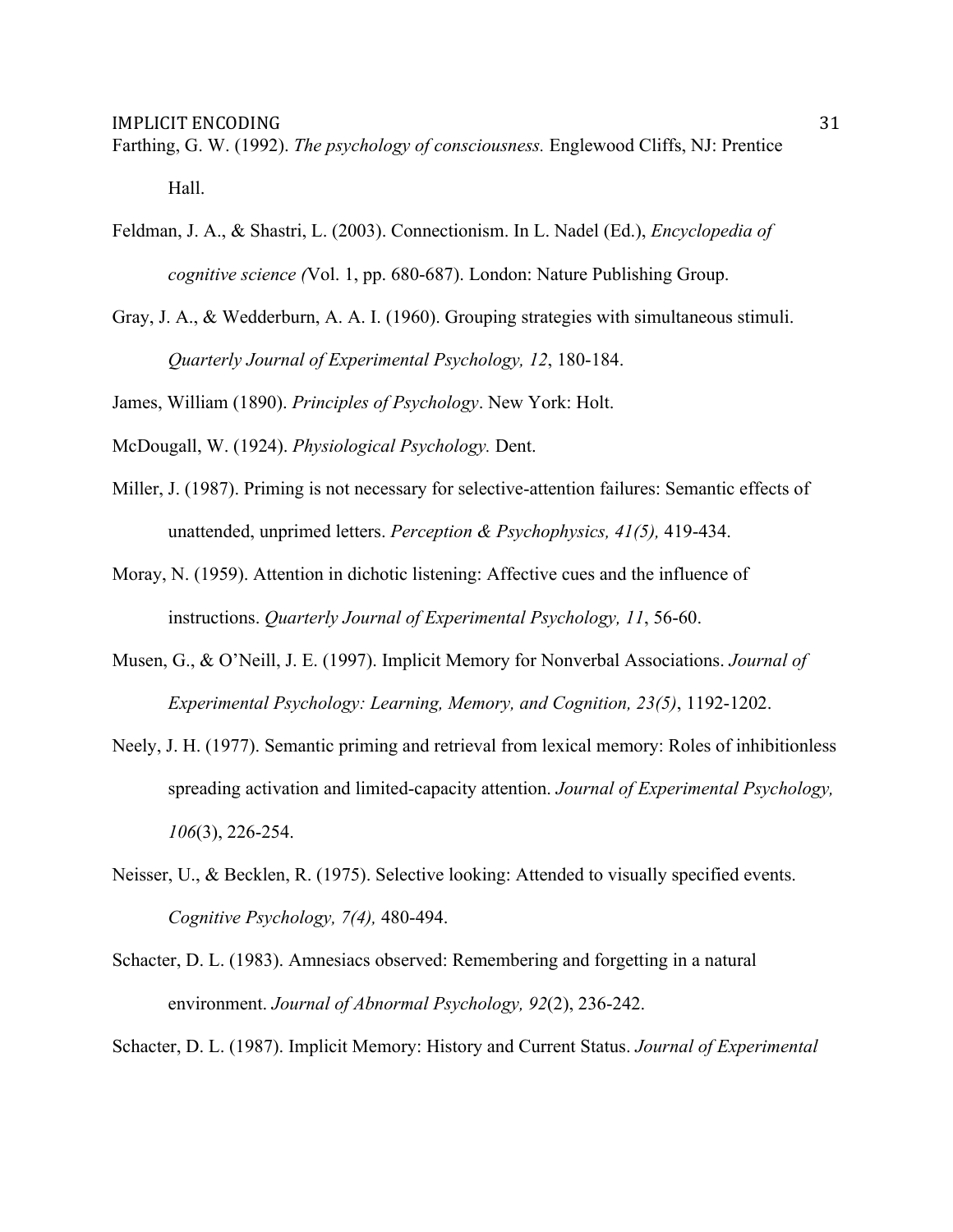Farthing, G. W. (1992). *The psychology of consciousness.* Englewood Cliffs, NJ: Prentice Hall.

Feldman, J. A., & Shastri, L. (2003). Connectionism. In L. Nadel (Ed.), *Encyclopedia of cognitive science (*Vol. 1, pp. 680-687). London: Nature Publishing Group.

Gray, J. A., & Wedderburn, A. A. I. (1960). Grouping strategies with simultaneous stimuli. *Quarterly Journal of Experimental Psychology, 12*, 180-184.

James, William (1890). *Principles of Psychology*. New York: Holt.

McDougall, W. (1924). *Physiological Psychology.* Dent.

Miller, J. (1987). Priming is not necessary for selective-attention failures: Semantic effects of unattended, unprimed letters. *Perception & Psychophysics, 41(5),* 419-434.

Moray, N. (1959). Attention in dichotic listening: Affective cues and the influence of instructions. *Quarterly Journal of Experimental Psychology, 11*, 56-60.

Musen, G., & O'Neill, J. E. (1997). Implicit Memory for Nonverbal Associations. *Journal of Experimental Psychology: Learning, Memory, and Cognition, 23(5)*, 1192-1202.

Neely, J. H. (1977). Semantic priming and retrieval from lexical memory: Roles of inhibitionless spreading activation and limited-capacity attention. *Journal of Experimental Psychology, 106*(3), 226-254.

Neisser, U., & Becklen, R. (1975). Selective looking: Attended to visually specified events. *Cognitive Psychology, 7(4),* 480-494.

Schacter, D. L. (1983). Amnesiacs observed: Remembering and forgetting in a natural environment. *Journal of Abnormal Psychology, 92*(2), 236-242.

Schacter, D. L. (1987). Implicit Memory: History and Current Status. *Journal of Experimental*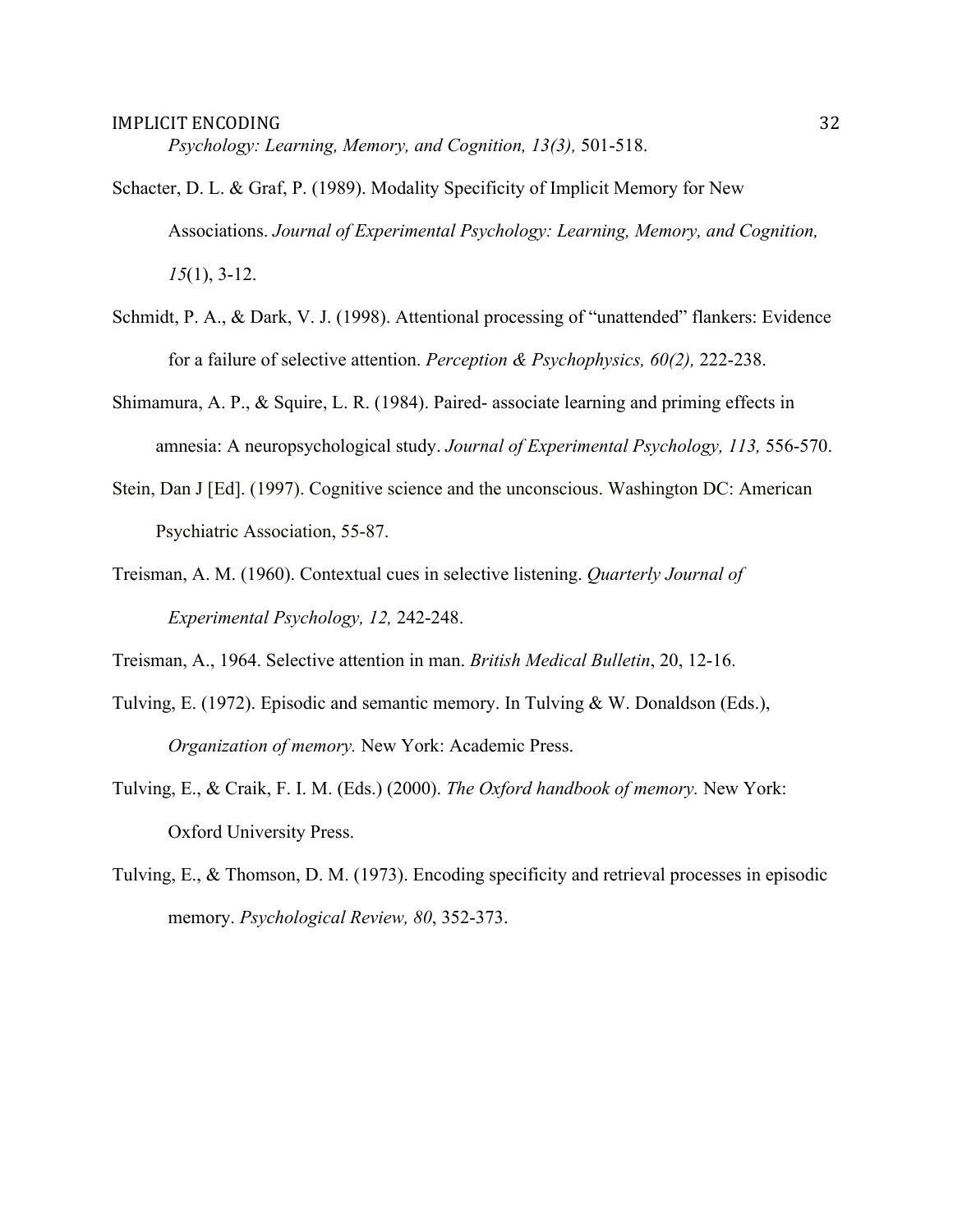*Psychology: Learning, Memory, and Cognition, 13(3),* 501-518.

Schacter, D. L. & Graf, P. (1989). Modality Specificity of Implicit Memory for New Associations. *Journal of Experimental Psychology: Learning, Memory, and Cognition, 15*(1), 3-12.

Schmidt, P. A., & Dark, V. J. (1998). Attentional processing of "unattended" flankers: Evidence for a failure of selective attention. *Perception & Psychophysics, 60(2),* 222-238.

Shimamura, A. P., & Squire, L. R. (1984). Paired- associate learning and priming effects in amnesia: A neuropsychological study. *Journal of Experimental Psychology, 113,* 556-570.

Stein, Dan J [Ed]. (1997). Cognitive science and the unconscious. Washington DC: American Psychiatric Association, 55-87.

Treisman, A. M. (1960). Contextual cues in selective listening. *Quarterly Journal of Experimental Psychology, 12,* 242-248.

Treisman, A., 1964. Selective attention in man. *British Medical Bulletin*, 20, 12-16.

Tulving, E. (1972). Episodic and semantic memory. In Tulving & W. Donaldson (Eds.), *Organization of memory.* New York: Academic Press.

Tulving, E., & Craik, F. I. M. (Eds.) (2000). *The Oxford handbook of memory.* New York: Oxford University Press.

Tulving, E., & Thomson, D. M. (1973). Encoding specificity and retrieval processes in episodic memory. *Psychological Review, 80*, 352-373.